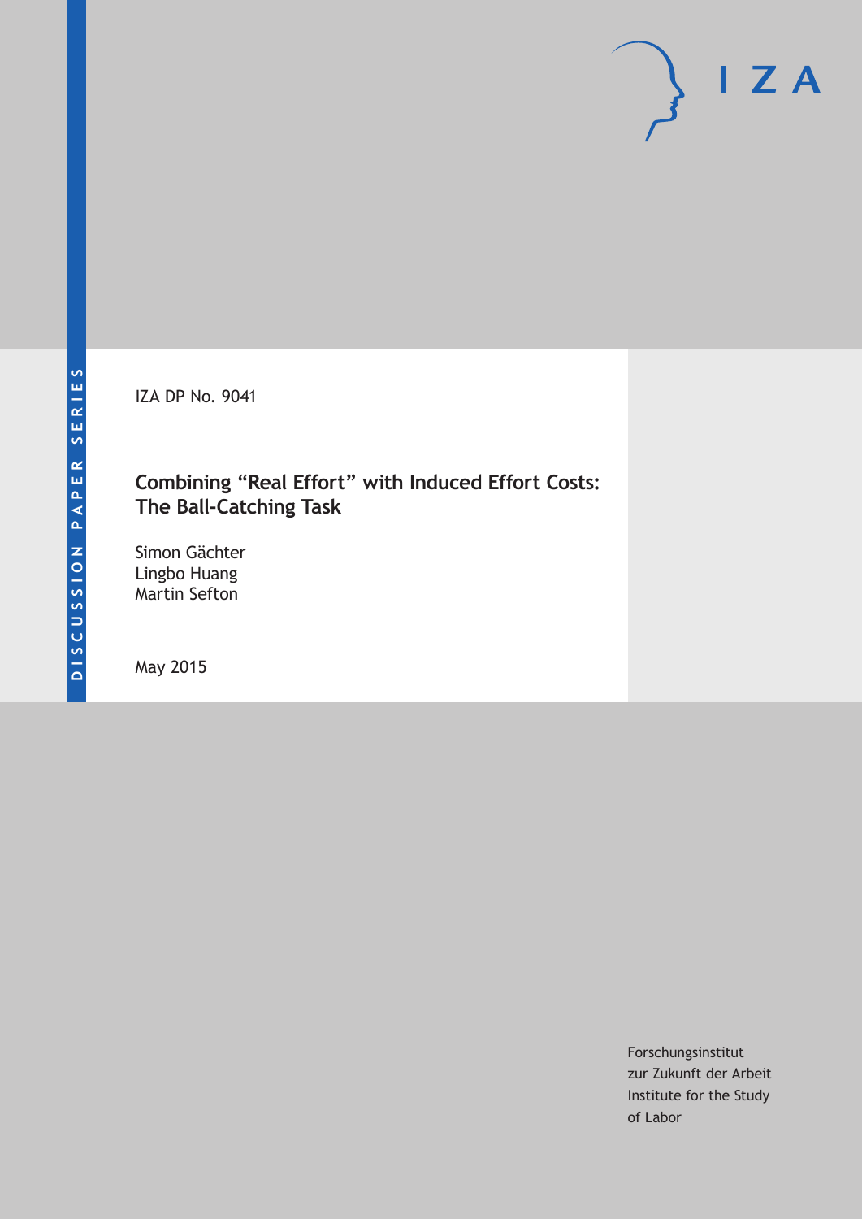IZA DP No. 9041

# Combining "Real Effort" with Induced Effort Costs: The Ball-Catching Task

Simon Gächter
Lingbo Huang
Martin Sefton

May 2015

Forschungsinstitut
zur Zukunft der Arbeit
Institute for the Study
of Labor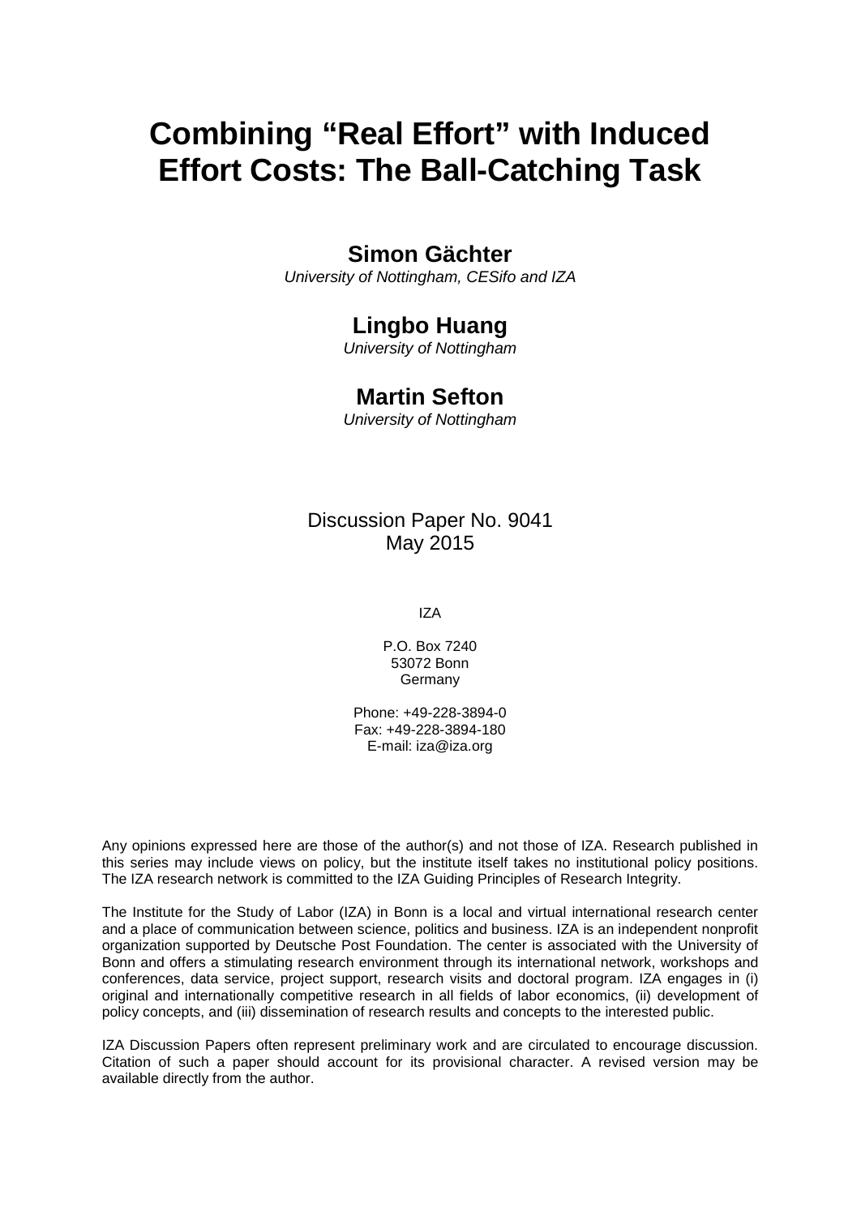# Combining "Real Effort" with Induced Effort Costs: The Ball-Catching Task

## Simon Gächter

*University of Nottingham, CESifo and IZA*

## Lingbo Huang

*University of Nottingham*

## Martin Sefton

*University of Nottingham*

Discussion Paper No. 9041
May 2015

IZA

P.O. Box 7240
53072 Bonn
Germany

Phone: +49-228-3894-0
Fax: +49-228-3894-180
E-mail: iza@iza.org

Any opinions expressed here are those of the author(s) and not those of IZA. Research published in this series may include views on policy, but the institute itself takes no institutional policy positions. The IZA research network is committed to the IZA Guiding Principles of Research Integrity.

The Institute for the Study of Labor (IZA) in Bonn is a local and virtual international research center and a place of communication between science, politics and business. IZA is an independent nonprofit organization supported by Deutsche Post Foundation. The center is associated with the University of Bonn and offers a stimulating research environment through its international network, workshops and conferences, data service, project support, research visits and doctoral program. IZA engages in (i) original and internationally competitive research in all fields of labor economics, (ii) development of policy concepts, and (iii) dissemination of research results and concepts to the interested public.

IZA Discussion Papers often represent preliminary work and are circulated to encourage discussion. Citation of such a paper should account for its provisional character. A revised version may be available directly from the author.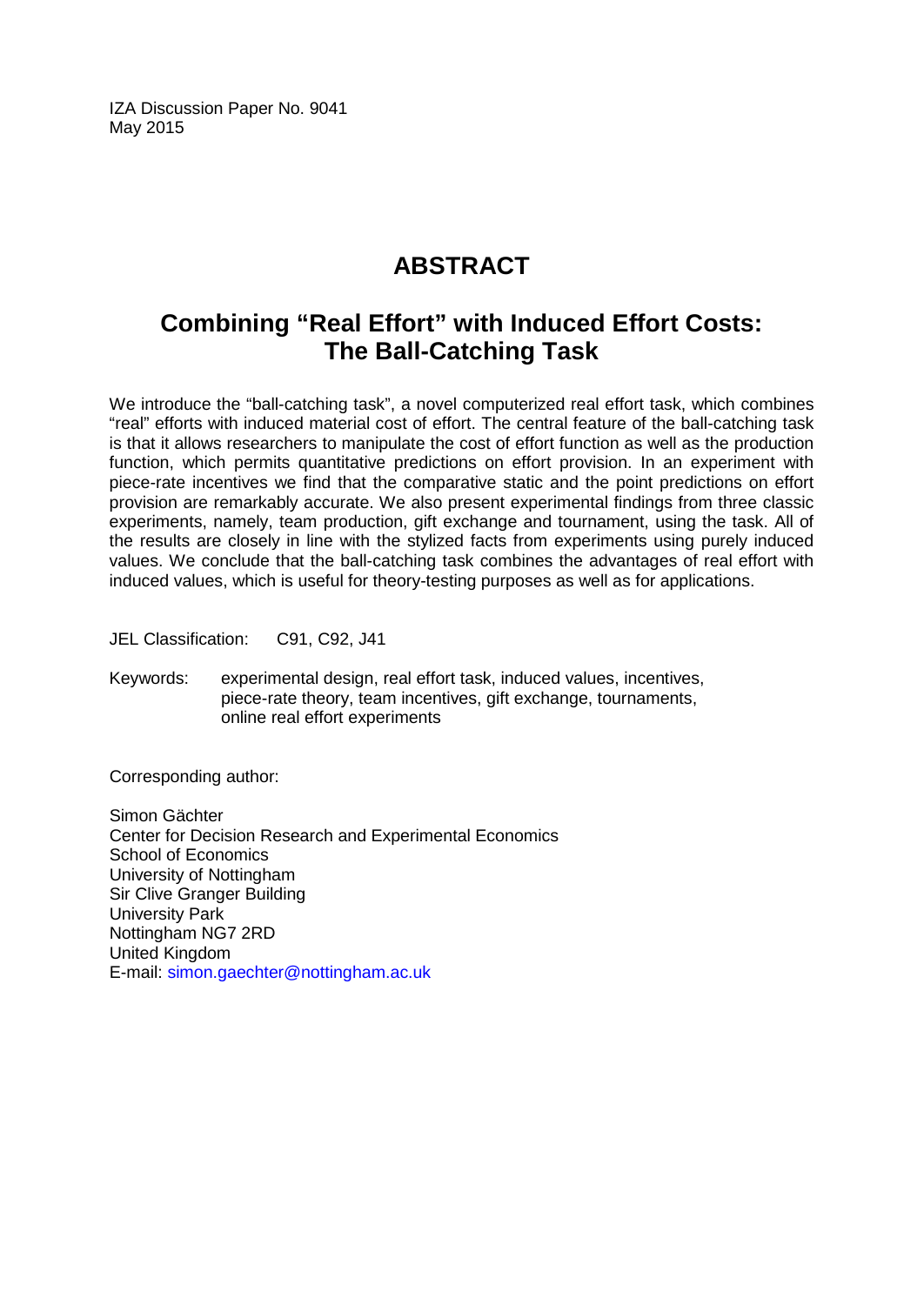IZA Discussion Paper No. 9041
May 2015

# ABSTRACT

## Combining "Real Effort" with Induced Effort Costs: The Ball-Catching Task

We introduce the "ball-catching task", a novel computerized real effort task, which combines "real" efforts with induced material cost of effort. The central feature of the ball-catching task is that it allows researchers to manipulate the cost of effort function as well as the production function, which permits quantitative predictions on effort provision. In an experiment with piece-rate incentives we find that the comparative static and the point predictions on effort provision are remarkably accurate. We also present experimental findings from three classic experiments, namely, team production, gift exchange and tournament, using the task. All of the results are closely in line with the stylized facts from experiments using purely induced values. We conclude that the ball-catching task combines the advantages of real effort with induced values, which is useful for theory-testing purposes as well as for applications.

JEL Classification: C91, C92, J41

Keywords: experimental design, real effort task, induced values, incentives, piece-rate theory, team incentives, gift exchange, tournaments, online real effort experiments

Corresponding author:

Simon Gächter
Center for Decision Research and Experimental Economics
School of Economics
University of Nottingham
Sir Clive Granger Building
University Park
Nottingham NG7 2RD
United Kingdom
E-mail: simon.gaechter@nottingham.ac.uk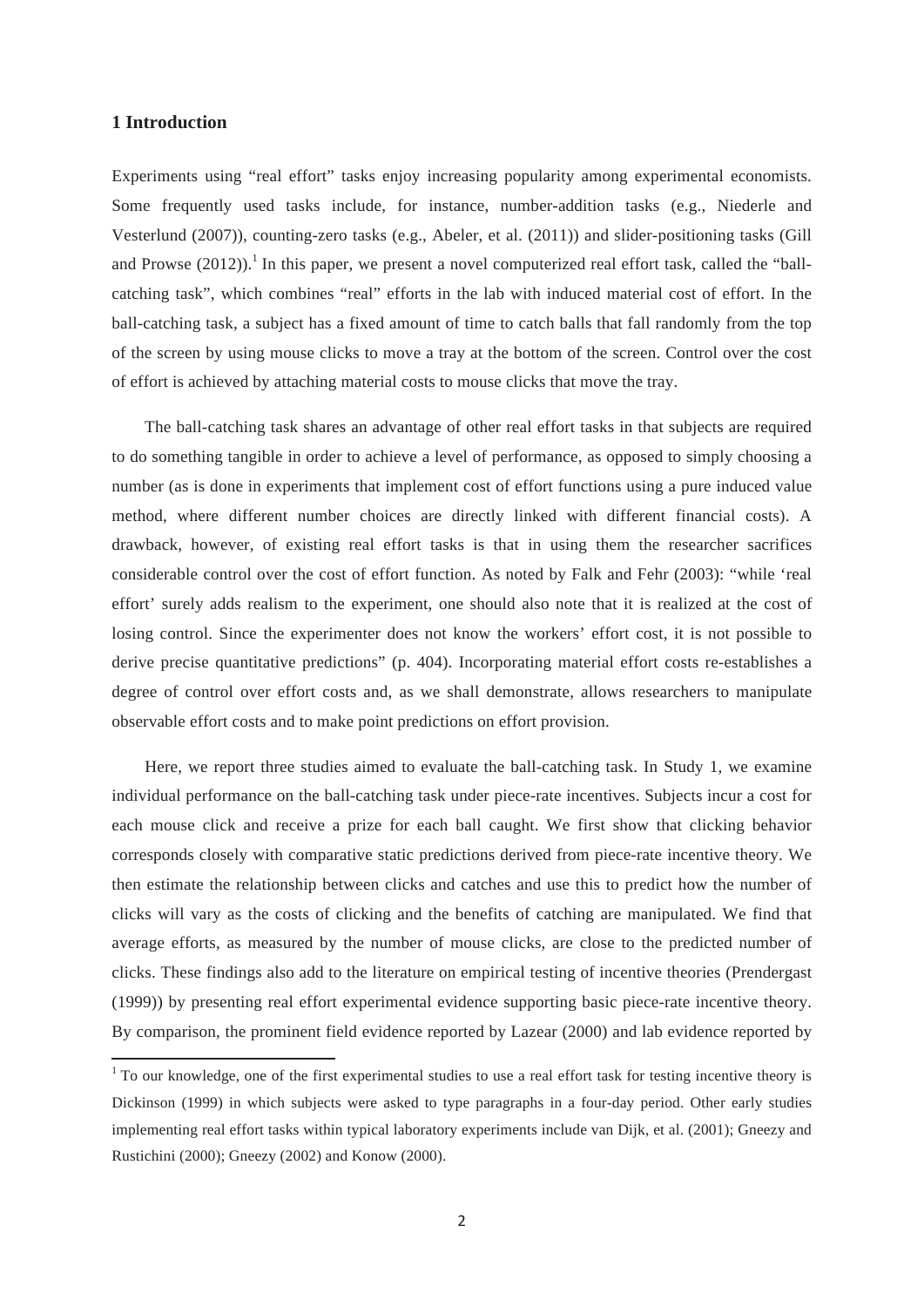## 1 Introduction

Experiments using "real effort" tasks enjoy increasing popularity among experimental economists. Some frequently used tasks include, for instance, number-addition tasks (e.g., Niederle and Vesterlund (2007)), counting-zero tasks (e.g., Abeler, et al. (2011)) and slider-positioning tasks (Gill and Prowse (2012)).[1] In this paper, we present a novel computerized real effort task, called the "ball-catching task", which combines "real" efforts in the lab with induced material cost of effort. In the ball-catching task, a subject has a fixed amount of time to catch balls that fall randomly from the top of the screen by using mouse clicks to move a tray at the bottom of the screen. Control over the cost of effort is achieved by attaching material costs to mouse clicks that move the tray.

The ball-catching task shares an advantage of other real effort tasks in that subjects are required to do something tangible in order to achieve a level of performance, as opposed to simply choosing a number (as is done in experiments that implement cost of effort functions using a pure induced value method, where different number choices are directly linked with different financial costs). A drawback, however, of existing real effort tasks is that in using them the researcher sacrifices considerable control over the cost of effort function. As noted by Falk and Fehr (2003): "while 'real effort' surely adds realism to the experiment, one should also note that it is realized at the cost of losing control. Since the experimenter does not know the workers' effort cost, it is not possible to derive precise quantitative predictions" (p. 404). Incorporating material effort costs re-establishes a degree of control over effort costs and, as we shall demonstrate, allows researchers to manipulate observable effort costs and to make point predictions on effort provision.

Here, we report three studies aimed to evaluate the ball-catching task. In Study 1, we examine individual performance on the ball-catching task under piece-rate incentives. Subjects incur a cost for each mouse click and receive a prize for each ball caught. We first show that clicking behavior corresponds closely with comparative static predictions derived from piece-rate incentive theory. We then estimate the relationship between clicks and catches and use this to predict how the number of clicks will vary as the costs of clicking and the benefits of catching are manipulated. We find that average efforts, as measured by the number of mouse clicks, are close to the predicted number of clicks. These findings also add to the literature on empirical testing of incentive theories (Prendergast (1999)) by presenting real effort experimental evidence supporting basic piece-rate incentive theory. By comparison, the prominent field evidence reported by Lazear (2000) and lab evidence reported by

[1] To our knowledge, one of the first experimental studies to use a real effort task for testing incentive theory is Dickinson (1999) in which subjects were asked to type paragraphs in a four-day period. Other early studies implementing real effort tasks within typical laboratory experiments include van Dijk, et al. (2001); Gneezy and Rustichini (2000); Gneezy (2002) and Konow (2000).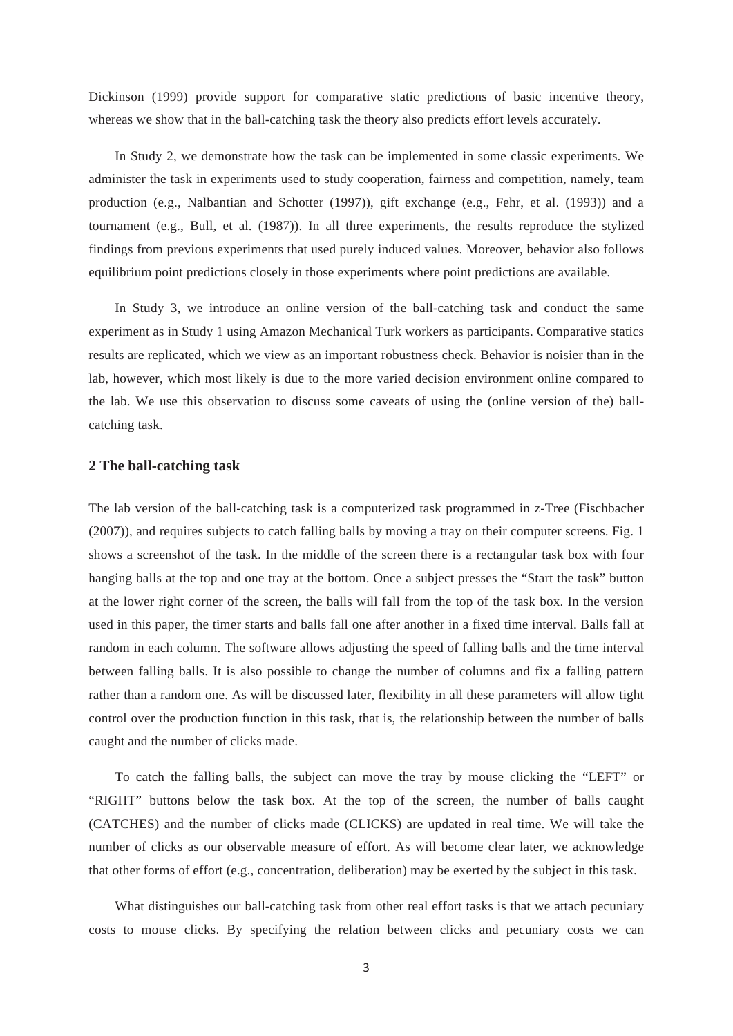Dickinson (1999) provide support for comparative static predictions of basic incentive theory, whereas we show that in the ball-catching task the theory also predicts effort levels accurately.

In Study 2, we demonstrate how the task can be implemented in some classic experiments. We administer the task in experiments used to study cooperation, fairness and competition, namely, team production (e.g., Nalbantian and Schotter (1997)), gift exchange (e.g., Fehr, et al. (1993)) and a tournament (e.g., Bull, et al. (1987)). In all three experiments, the results reproduce the stylized findings from previous experiments that used purely induced values. Moreover, behavior also follows equilibrium point predictions closely in those experiments where point predictions are available.

In Study 3, we introduce an online version of the ball-catching task and conduct the same experiment as in Study 1 using Amazon Mechanical Turk workers as participants. Comparative statics results are replicated, which we view as an important robustness check. Behavior is noisier than in the lab, however, which most likely is due to the more varied decision environment online compared to the lab. We use this observation to discuss some caveats of using the (online version of the) ball-catching task.

## 2 The ball-catching task

The lab version of the ball-catching task is a computerized task programmed in z-Tree (Fischbacher (2007)), and requires subjects to catch falling balls by moving a tray on their computer screens. Fig. 1 shows a screenshot of the task. In the middle of the screen there is a rectangular task box with four hanging balls at the top and one tray at the bottom. Once a subject presses the "Start the task" button at the lower right corner of the screen, the balls will fall from the top of the task box. In the version used in this paper, the timer starts and balls fall one after another in a fixed time interval. Balls fall at random in each column. The software allows adjusting the speed of falling balls and the time interval between falling balls. It is also possible to change the number of columns and fix a falling pattern rather than a random one. As will be discussed later, flexibility in all these parameters will allow tight control over the production function in this task, that is, the relationship between the number of balls caught and the number of clicks made.

To catch the falling balls, the subject can move the tray by mouse clicking the "LEFT" or "RIGHT" buttons below the task box. At the top of the screen, the number of balls caught (CATCHES) and the number of clicks made (CLICKS) are updated in real time. We will take the number of clicks as our observable measure of effort. As will become clear later, we acknowledge that other forms of effort (e.g., concentration, deliberation) may be exerted by the subject in this task.

What distinguishes our ball-catching task from other real effort tasks is that we attach pecuniary costs to mouse clicks. By specifying the relation between clicks and pecuniary costs we can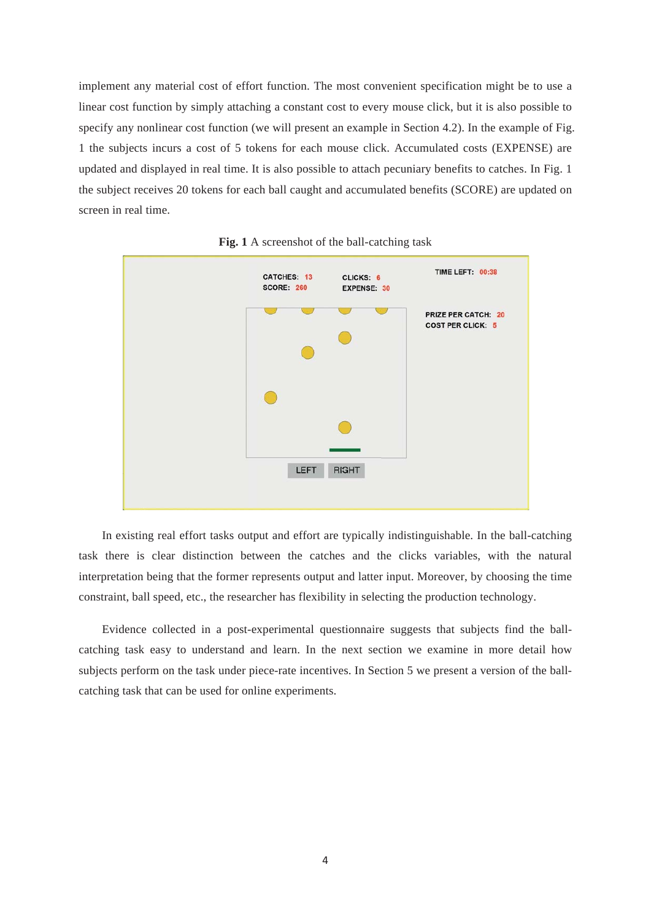implement any material cost of effort function. The most convenient specification might be to use a linear cost function by simply attaching a constant cost to every mouse click, but it is also possible to specify any nonlinear cost function (we will present an example in Section 4.2). In the example of Fig. 1 the subjects incurs a cost of 5 tokens for each mouse click. Accumulated costs (EXPENSE) are updated and displayed in real time. It is also possible to attach pecuniary benefits to catches. In Fig. 1 the subject receives 20 tokens for each ball caught and accumulated benefits (SCORE) are updated on screen in real time.

**Fig. 1** A screenshot of the ball-catching task

In existing real effort tasks output and effort are typically indistinguishable. In the ball-catching task there is clear distinction between the catches and the clicks variables, with the natural interpretation being that the former represents output and latter input. Moreover, by choosing the time constraint, ball speed, etc., the researcher has flexibility in selecting the production technology.

Evidence collected in a post-experimental questionnaire suggests that subjects find the ball-catching task easy to understand and learn. In the next section we examine in more detail how subjects perform on the task under piece-rate incentives. In Section 5 we present a version of the ball-catching task that can be used for online experiments.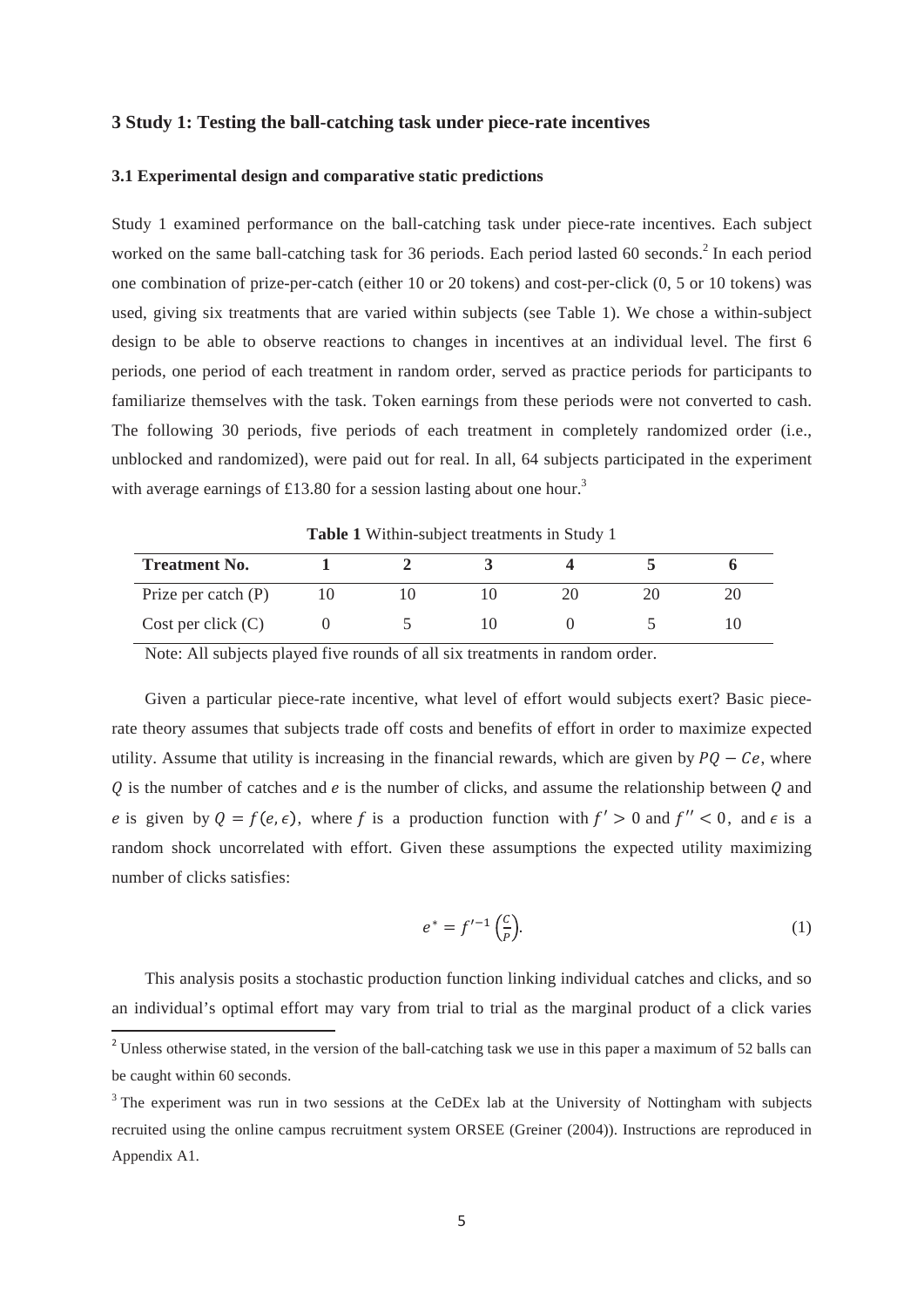## 3 Study 1: Testing the ball-catching task under piece-rate incentives

### 3.1 Experimental design and comparative static predictions

Study 1 examined performance on the ball-catching task under piece-rate incentives. Each subject worked on the same ball-catching task for 36 periods. Each period lasted 60 seconds.[2] In each period one combination of prize-per-catch (either 10 or 20 tokens) and cost-per-click (0, 5 or 10 tokens) was used, giving six treatments that are varied within subjects (see Table 1). We chose a within-subject design to be able to observe reactions to changes in incentives at an individual level. The first 6 periods, one period of each treatment in random order, served as practice periods for participants to familiarize themselves with the task. Token earnings from these periods were not converted to cash. The following 30 periods, five periods of each treatment in completely randomized order (i.e., unblocked and randomized), were paid out for real. In all, 64 subjects participated in the experiment with average earnings of £13.80 for a session lasting about one hour.[3]

**Table 1** Within-subject treatments in Study 1

| **Treatment No.** | **1** | **2** | **3** | **4** | **5** | **6** |
|---|---|---|---|---|---|---|
| Prize per catch (P) | 10 | 10 | 10 | 20 | 20 | 20 |
| Cost per click (C) | 0 | 5 | 10 | 0 | 5 | 10 |

Note: All subjects played five rounds of all six treatments in random order.

Given a particular piece-rate incentive, what level of effort would subjects exert? Basic piece-rate theory assumes that subjects trade off costs and benefits of effort in order to maximize expected utility. Assume that utility is increasing in the financial rewards, which are given by $PQ - Ce$, where $Q$ is the number of catches and $e$ is the number of clicks, and assume the relationship between $Q$ and $e$ is given by $Q = f(e, \epsilon)$, where $f$ is a production function with $f' > 0$ and $f'' < 0$, and $\epsilon$ is a random shock uncorrelated with effort. Given these assumptions the expected utility maximizing number of clicks satisfies:

$$e^* = f'^{-1}\left(\frac{C}{P}\right). \tag{1}$$

This analysis posits a stochastic production function linking individual catches and clicks, and so an individual's optimal effort may vary from trial to trial as the marginal product of a click varies

[2] Unless otherwise stated, in the version of the ball-catching task we use in this paper a maximum of 52 balls can be caught within 60 seconds.

[3] The experiment was run in two sessions at the CeDEx lab at the University of Nottingham with subjects recruited using the online campus recruitment system ORSEE (Greiner (2004)). Instructions are reproduced in Appendix A1.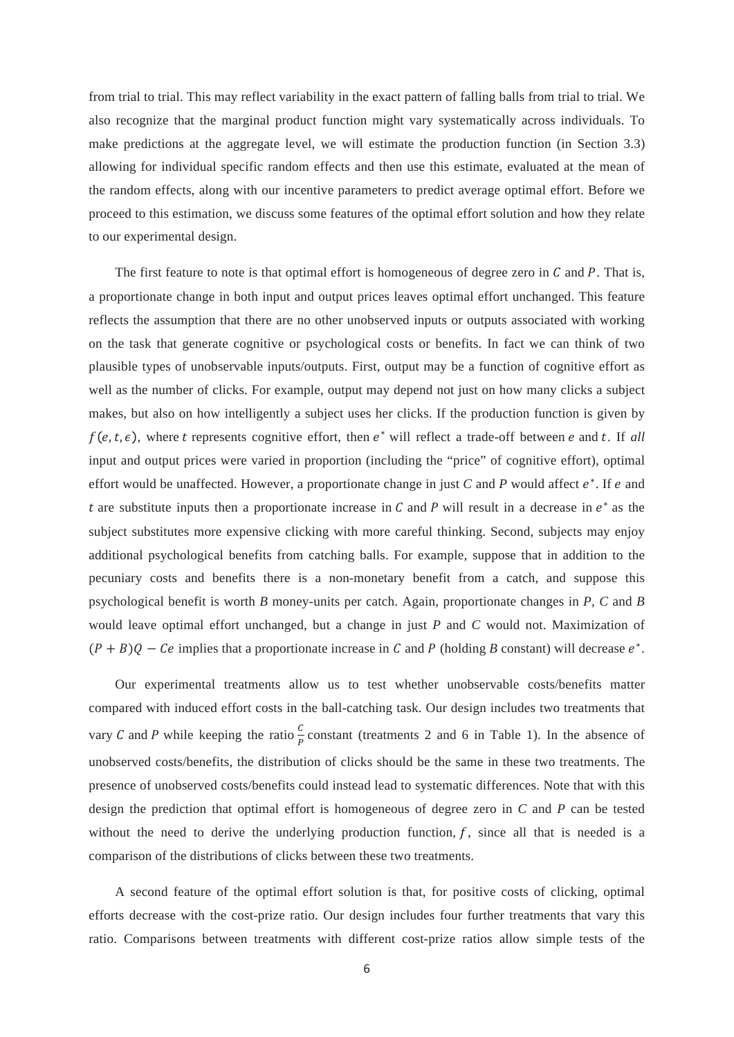from trial to trial. This may reflect variability in the exact pattern of falling balls from trial to trial. We also recognize that the marginal product function might vary systematically across individuals. To make predictions at the aggregate level, we will estimate the production function (in Section 3.3) allowing for individual specific random effects and then use this estimate, evaluated at the mean of the random effects, along with our incentive parameters to predict average optimal effort. Before we proceed to this estimation, we discuss some features of the optimal effort solution and how they relate to our experimental design.

The first feature to note is that optimal effort is homogeneous of degree zero in $C$ and $P$. That is, a proportionate change in both input and output prices leaves optimal effort unchanged. This feature reflects the assumption that there are no other unobserved inputs or outputs associated with working on the task that generate cognitive or psychological costs or benefits. In fact we can think of two plausible types of unobservable inputs/outputs. First, output may be a function of cognitive effort as well as the number of clicks. For example, output may depend not just on how many clicks a subject makes, but also on how intelligently a subject uses her clicks. If the production function is given by $f(e, t, \epsilon)$, where $t$ represents cognitive effort, then $e^*$ will reflect a trade-off between $e$ and $t$. If *all* input and output prices were varied in proportion (including the "price" of cognitive effort), optimal effort would be unaffected. However, a proportionate change in just $C$ and $P$ would affect $e^*$. If $e$ and $t$ are substitute inputs then a proportionate increase in $C$ and $P$ will result in a decrease in $e^*$ as the subject substitutes more expensive clicking with more careful thinking. Second, subjects may enjoy additional psychological benefits from catching balls. For example, suppose that in addition to the pecuniary costs and benefits there is a non-monetary benefit from a catch, and suppose this psychological benefit is worth $B$ money-units per catch. Again, proportionate changes in $P$, $C$ and $B$ would leave optimal effort unchanged, but a change in just $P$ and $C$ would not. Maximization of $(P + B)Q - Ce$ implies that a proportionate increase in $C$ and $P$ (holding $B$ constant) will decrease $e^*$.

Our experimental treatments allow us to test whether unobservable costs/benefits matter compared with induced effort costs in the ball-catching task. Our design includes two treatments that vary $C$ and $P$ while keeping the ratio $\frac{C}{P}$ constant (treatments 2 and 6 in Table 1). In the absence of unobserved costs/benefits, the distribution of clicks should be the same in these two treatments. The presence of unobserved costs/benefits could instead lead to systematic differences. Note that with this design the prediction that optimal effort is homogeneous of degree zero in $C$ and $P$ can be tested without the need to derive the underlying production function, $f$, since all that is needed is a comparison of the distributions of clicks between these two treatments.

A second feature of the optimal effort solution is that, for positive costs of clicking, optimal efforts decrease with the cost-prize ratio. Our design includes four further treatments that vary this ratio. Comparisons between treatments with different cost-prize ratios allow simple tests of the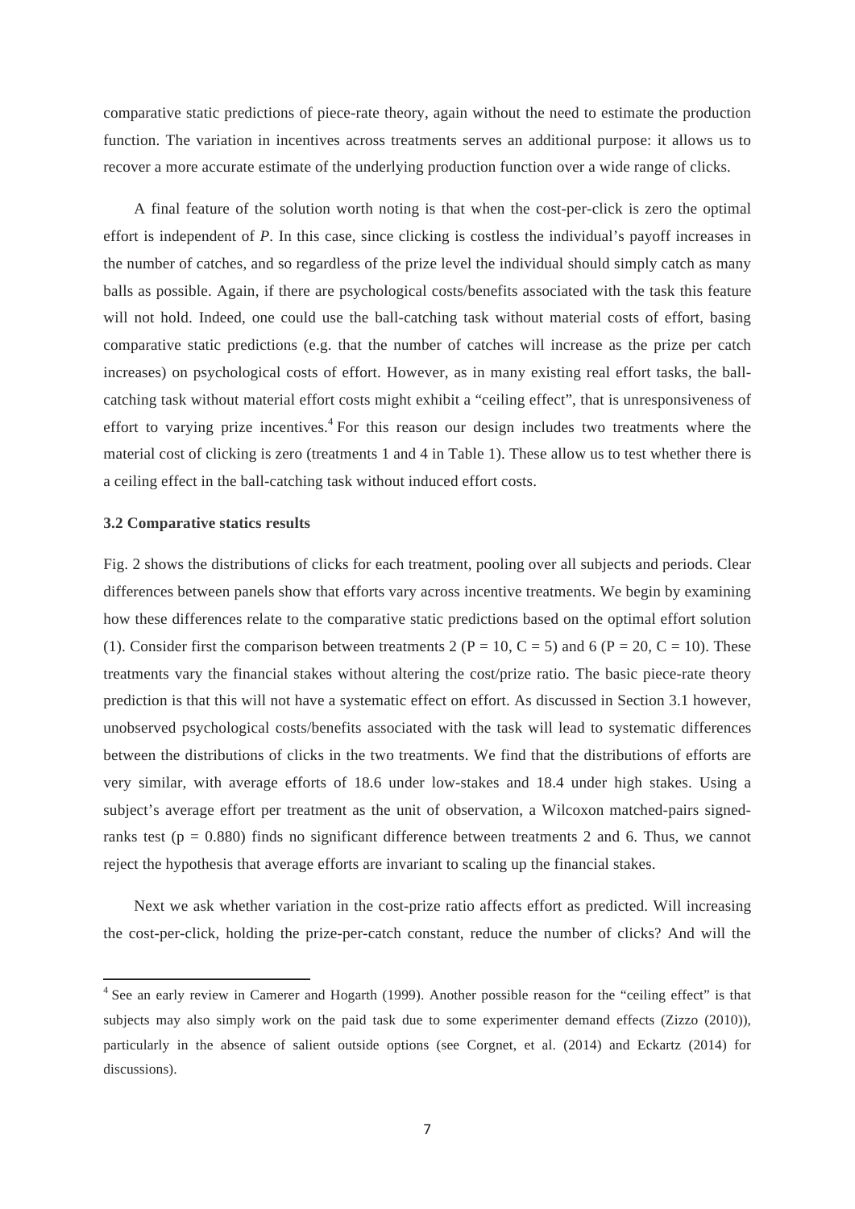comparative static predictions of piece-rate theory, again without the need to estimate the production function. The variation in incentives across treatments serves an additional purpose: it allows us to recover a more accurate estimate of the underlying production function over a wide range of clicks.

A final feature of the solution worth noting is that when the cost-per-click is zero the optimal effort is independent of *P*. In this case, since clicking is costless the individual's payoff increases in the number of catches, and so regardless of the prize level the individual should simply catch as many balls as possible. Again, if there are psychological costs/benefits associated with the task this feature will not hold. Indeed, one could use the ball-catching task without material costs of effort, basing comparative static predictions (e.g. that the number of catches will increase as the prize per catch increases) on psychological costs of effort. However, as in many existing real effort tasks, the ball-catching task without material effort costs might exhibit a "ceiling effect", that is unresponsiveness of effort to varying prize incentives.[4] For this reason our design includes two treatments where the material cost of clicking is zero (treatments 1 and 4 in Table 1). These allow us to test whether there is a ceiling effect in the ball-catching task without induced effort costs.

### 3.2 Comparative statics results

Fig. 2 shows the distributions of clicks for each treatment, pooling over all subjects and periods. Clear differences between panels show that efforts vary across incentive treatments. We begin by examining how these differences relate to the comparative static predictions based on the optimal effort solution (1). Consider first the comparison between treatments 2 ($P = 10$, $C = 5$) and 6 ($P = 20$, $C = 10$). These treatments vary the financial stakes without altering the cost/prize ratio. The basic piece-rate theory prediction is that this will not have a systematic effect on effort. As discussed in Section 3.1 however, unobserved psychological costs/benefits associated with the task will lead to systematic differences between the distributions of clicks in the two treatments. We find that the distributions of efforts are very similar, with average efforts of 18.6 under low-stakes and 18.4 under high stakes. Using a subject's average effort per treatment as the unit of observation, a Wilcoxon matched-pairs signed-ranks test ($p = 0.880$) finds no significant difference between treatments 2 and 6. Thus, we cannot reject the hypothesis that average efforts are invariant to scaling up the financial stakes.

Next we ask whether variation in the cost-prize ratio affects effort as predicted. Will increasing the cost-per-click, holding the prize-per-catch constant, reduce the number of clicks? And will the

---

[4] See an early review in Camerer and Hogarth (1999). Another possible reason for the "ceiling effect" is that subjects may also simply work on the paid task due to some experimenter demand effects (Zizzo (2010)), particularly in the absence of salient outside options (see Corgnet, et al. (2014) and Eckartz (2014) for discussions).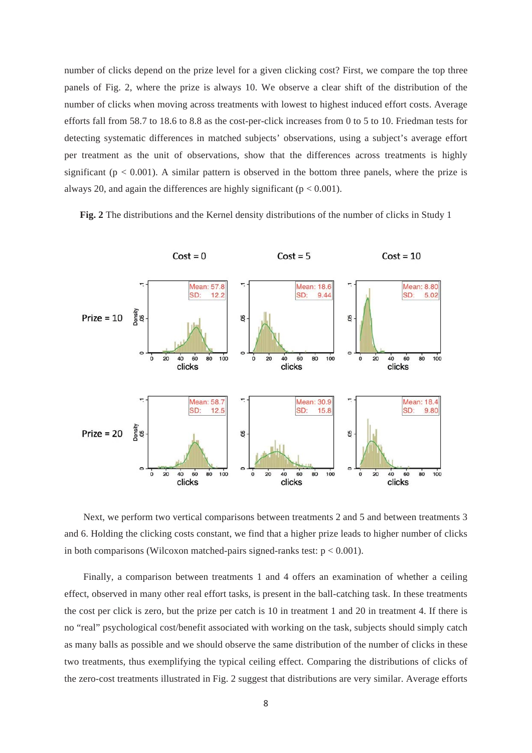number of clicks depend on the prize level for a given clicking cost? First, we compare the top three panels of Fig. 2, where the prize is always 10. We observe a clear shift of the distribution of the number of clicks when moving across treatments with lowest to highest induced effort costs. Average efforts fall from 58.7 to 18.6 to 8.8 as the cost-per-click increases from 0 to 5 to 10. Friedman tests for detecting systematic differences in matched subjects' observations, using a subject's average effort per treatment as the unit of observations, show that the differences across treatments is highly significant ($p < 0.001$). A similar pattern is observed in the bottom three panels, where the prize is always 20, and again the differences are highly significant ($p < 0.001$).

**Fig. 2** The distributions and the Kernel density distributions of the number of clicks in Study 1

Next, we perform two vertical comparisons between treatments 2 and 5 and between treatments 3 and 6. Holding the clicking costs constant, we find that a higher prize leads to higher number of clicks in both comparisons (Wilcoxon matched-pairs signed-ranks test: $p < 0.001$).

Finally, a comparison between treatments 1 and 4 offers an examination of whether a ceiling effect, observed in many other real effort tasks, is present in the ball-catching task. In these treatments the cost per click is zero, but the prize per catch is 10 in treatment 1 and 20 in treatment 4. If there is no "real" psychological cost/benefit associated with working on the task, subjects should simply catch as many balls as possible and we should observe the same distribution of the number of clicks in these two treatments, thus exemplifying the typical ceiling effect. Comparing the distributions of clicks of the zero-cost treatments illustrated in Fig. 2 suggest that distributions are very similar. Average efforts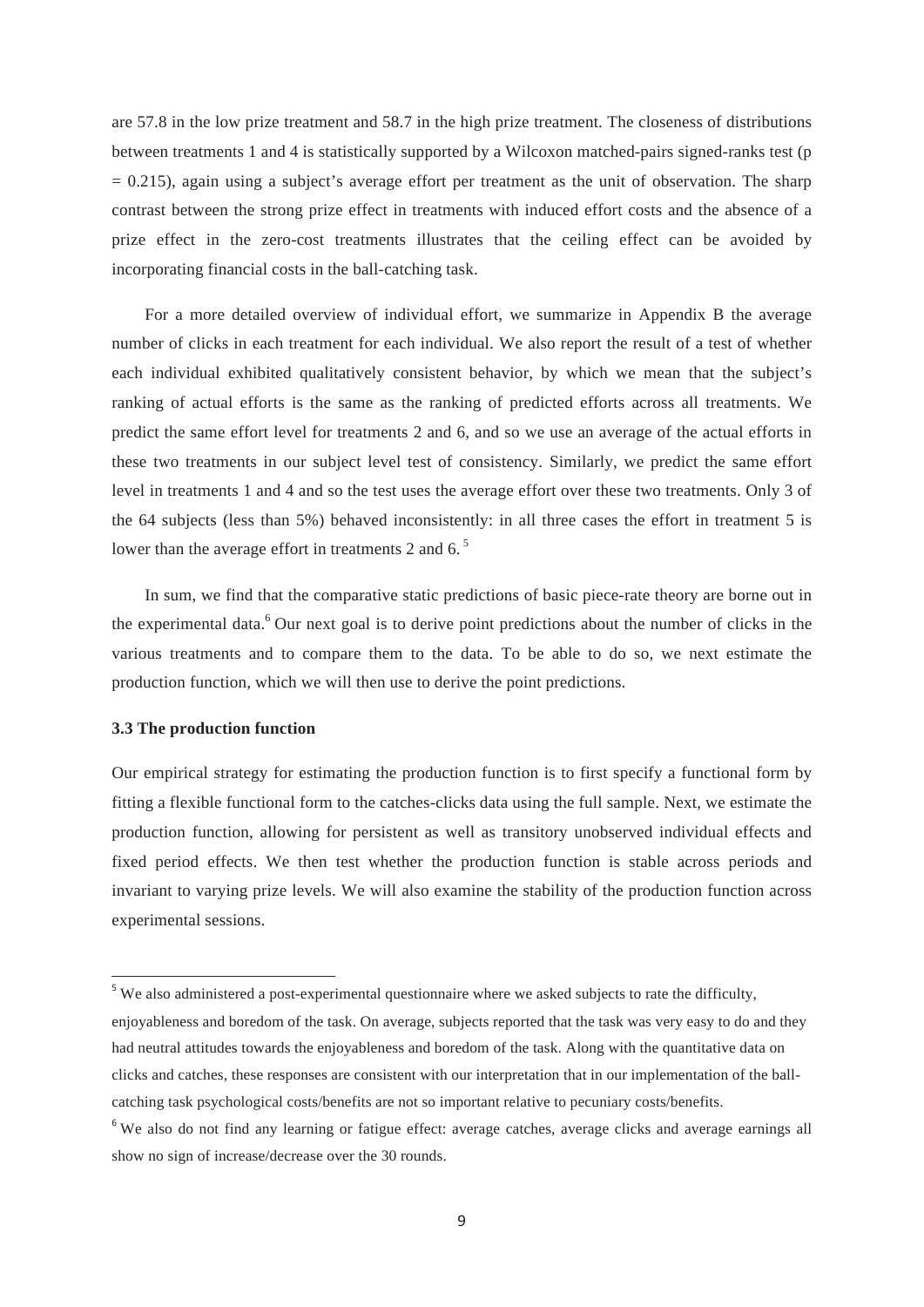are 57.8 in the low prize treatment and 58.7 in the high prize treatment. The closeness of distributions between treatments 1 and 4 is statistically supported by a Wilcoxon matched-pairs signed-ranks test ($p = 0.215$), again using a subject's average effort per treatment as the unit of observation. The sharp contrast between the strong prize effect in treatments with induced effort costs and the absence of a prize effect in the zero-cost treatments illustrates that the ceiling effect can be avoided by incorporating financial costs in the ball-catching task.

For a more detailed overview of individual effort, we summarize in Appendix B the average number of clicks in each treatment for each individual. We also report the result of a test of whether each individual exhibited qualitatively consistent behavior, by which we mean that the subject's ranking of actual efforts is the same as the ranking of predicted efforts across all treatments. We predict the same effort level for treatments 2 and 6, and so we use an average of the actual efforts in these two treatments in our subject level test of consistency. Similarly, we predict the same effort level in treatments 1 and 4 and so the test uses the average effort over these two treatments. Only 3 of the 64 subjects (less than 5%) behaved inconsistently: in all three cases the effort in treatment 5 is lower than the average effort in treatments 2 and 6. [5]

In sum, we find that the comparative static predictions of basic piece-rate theory are borne out in the experimental data.[6] Our next goal is to derive point predictions about the number of clicks in the various treatments and to compare them to the data. To be able to do so, we next estimate the production function, which we will then use to derive the point predictions.

### 3.3 The production function

Our empirical strategy for estimating the production function is to first specify a functional form by fitting a flexible functional form to the catches-clicks data using the full sample. Next, we estimate the production function, allowing for persistent as well as transitory unobserved individual effects and fixed period effects. We then test whether the production function is stable across periods and invariant to varying prize levels. We will also examine the stability of the production function across experimental sessions.

---

[5] We also administered a post-experimental questionnaire where we asked subjects to rate the difficulty, enjoyableness and boredom of the task. On average, subjects reported that the task was very easy to do and they had neutral attitudes towards the enjoyableness and boredom of the task. Along with the quantitative data on clicks and catches, these responses are consistent with our interpretation that in our implementation of the ball-catching task psychological costs/benefits are not so important relative to pecuniary costs/benefits.

[6] We also do not find any learning or fatigue effect: average catches, average clicks and average earnings all show no sign of increase/decrease over the 30 rounds.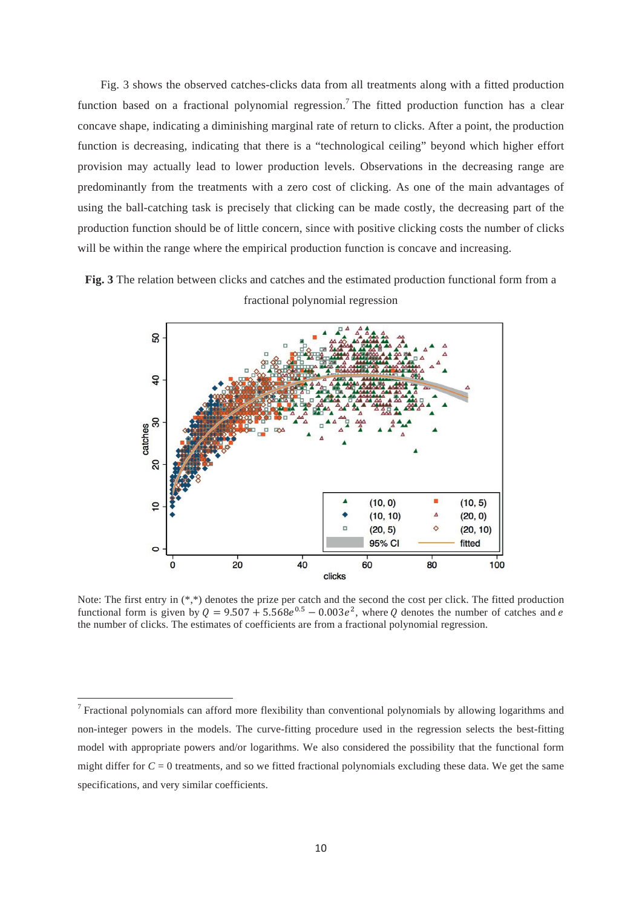Fig. 3 shows the observed catches-clicks data from all treatments along with a fitted production function based on a fractional polynomial regression.[7] The fitted production function has a clear concave shape, indicating a diminishing marginal rate of return to clicks. After a point, the production function is decreasing, indicating that there is a "technological ceiling" beyond which higher effort provision may actually lead to lower production levels. Observations in the decreasing range are predominantly from the treatments with a zero cost of clicking. As one of the main advantages of using the ball-catching task is precisely that clicking can be made costly, the decreasing part of the production function should be of little concern, since with positive clicking costs the number of clicks will be within the range where the empirical production function is concave and increasing.

**Fig. 3** The relation between clicks and catches and the estimated production functional form from a fractional polynomial regression

Note: The first entry in (\*,\*) denotes the prize per catch and the second the cost per click. The fitted production functional form is given by $Q = 9.507 + 5.568e^{0.5} - 0.003e^{2}$, where $Q$ denotes the number of catches and $e$ the number of clicks. The estimates of coefficients are from a fractional polynomial regression.

[7] Fractional polynomials can afford more flexibility than conventional polynomials by allowing logarithms and non-integer powers in the models. The curve-fitting procedure used in the regression selects the best-fitting model with appropriate powers and/or logarithms. We also considered the possibility that the functional form might differ for $C = 0$ treatments, and so we fitted fractional polynomials excluding these data. We get the same specifications, and very similar coefficients.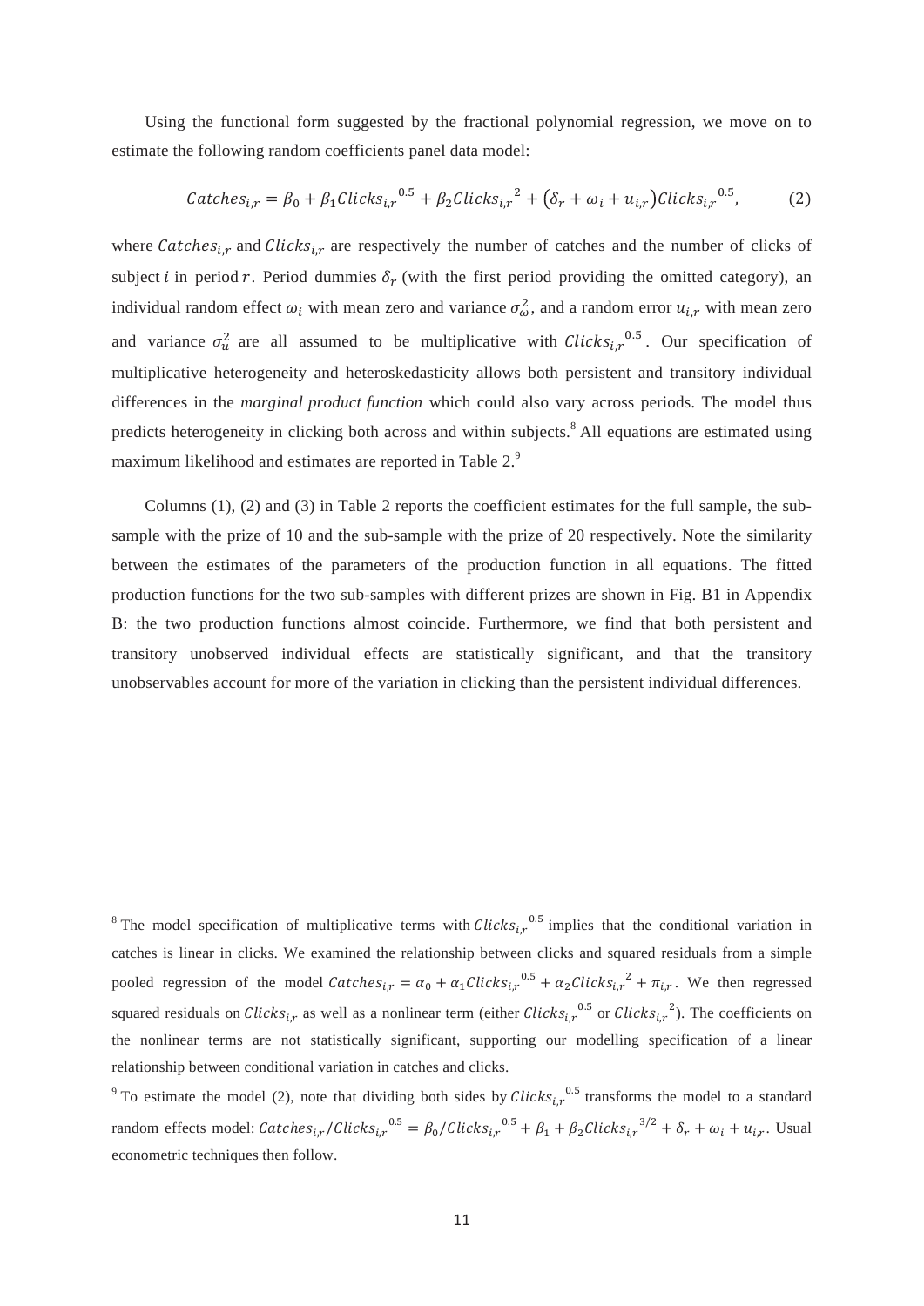Using the functional form suggested by the fractional polynomial regression, we move on to estimate the following random coefficients panel data model:

$$Catches_{i,r} = \beta_0 + \beta_1 Clicks_{i,r}{}^{0.5} + \beta_2 Clicks_{i,r}{}^{2} + (\delta_r + \omega_i + u_{i,r})Clicks_{i,r}{}^{0.5}, \qquad (2)$$

where $Catches_{i,r}$ and $Clicks_{i,r}$ are respectively the number of catches and the number of clicks of subject $i$ in period $r$. Period dummies $\delta_r$ (with the first period providing the omitted category), an individual random effect $\omega_i$ with mean zero and variance $\sigma_\omega^2$, and a random error $u_{i,r}$ with mean zero and variance $\sigma_u^2$ are all assumed to be multiplicative with $Clicks_{i,r}{}^{0.5}$. Our specification of multiplicative heterogeneity and heteroskedasticity allows both persistent and transitory individual differences in the *marginal product function* which could also vary across periods. The model thus predicts heterogeneity in clicking both across and within subjects.[8] All equations are estimated using maximum likelihood and estimates are reported in Table 2.[9]

Columns (1), (2) and (3) in Table 2 reports the coefficient estimates for the full sample, the sub-sample with the prize of 10 and the sub-sample with the prize of 20 respectively. Note the similarity between the estimates of the parameters of the production function in all equations. The fitted production functions for the two sub-samples with different prizes are shown in Fig. B1 in Appendix B: the two production functions almost coincide. Furthermore, we find that both persistent and transitory unobserved individual effects are statistically significant, and that the transitory unobservables account for more of the variation in clicking than the persistent individual differences.

---

[8] The model specification of multiplicative terms with $Clicks_{i,r}{}^{0.5}$ implies that the conditional variation in catches is linear in clicks. We examined the relationship between clicks and squared residuals from a simple pooled regression of the model $Catches_{i,r} = \alpha_0 + \alpha_1 Clicks_{i,r}{}^{0.5} + \alpha_2 Clicks_{i,r}{}^{2} + \pi_{i,r}$. We then regressed squared residuals on $Clicks_{i,r}$ as well as a nonlinear term (either $Clicks_{i,r}{}^{0.5}$ or $Clicks_{i,r}{}^{2}$). The coefficients on the nonlinear terms are not statistically significant, supporting our modelling specification of a linear relationship between conditional variation in catches and clicks.

[9] To estimate the model (2), note that dividing both sides by $Clicks_{i,r}{}^{0.5}$ transforms the model to a standard random effects model: $Catches_{i,r}/Clicks_{i,r}{}^{0.5} = \beta_0/Clicks_{i,r}{}^{0.5} + \beta_1 + \beta_2 Clicks_{i,r}{}^{3/2} + \delta_r + \omega_i + u_{i,r}$. Usual econometric techniques then follow.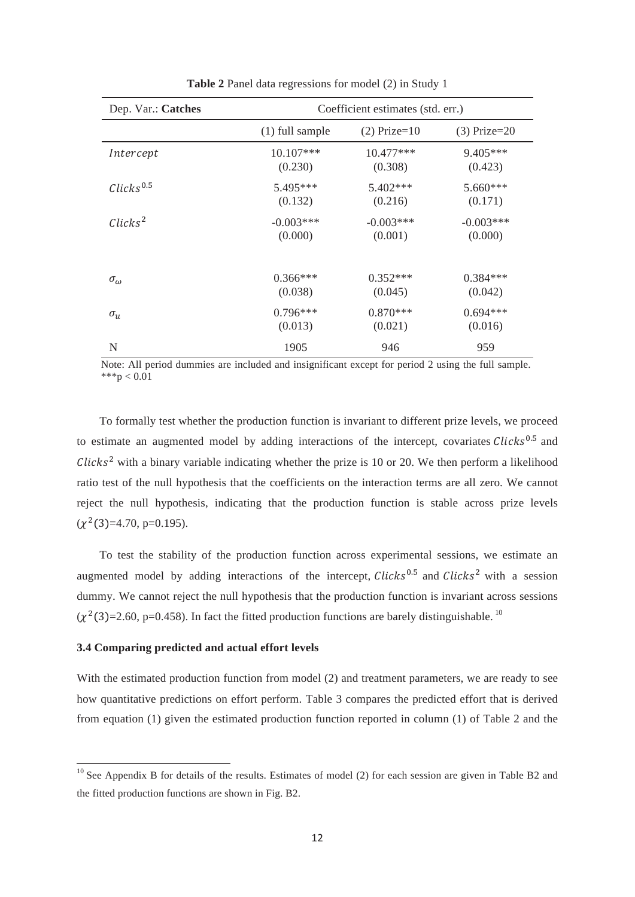**Table 2** Panel data regressions for model (2) in Study 1

| Dep. Var.: **Catches** | Coefficient estimates (std. err.) | | |
|---|---|---|---|
| | (1) full sample | (2) Prize=10 | (3) Prize=20 |
| $Intercept$ | 10.107*** (0.230) | 10.477*** (0.308) | 9.405*** (0.423) |
| $Clicks^{0.5}$ | 5.495*** (0.132) | 5.402*** (0.216) | 5.660*** (0.171) |
| $Clicks^2$ | -0.003*** (0.000) | -0.003*** (0.001) | -0.003*** (0.000) |
| $\sigma_\omega$ | 0.366*** (0.038) | 0.352*** (0.045) | 0.384*** (0.042) |
| $\sigma_u$ | 0.796*** (0.013) | 0.870*** (0.021) | 0.694*** (0.016) |
| N | 1905 | 946 | 959 |

Note: All period dummies are included and insignificant except for period 2 using the full sample. ***p < 0.01

To formally test whether the production function is invariant to different prize levels, we proceed to estimate an augmented model by adding interactions of the intercept, covariates $Clicks^{0.5}$ and $Clicks^2$ with a binary variable indicating whether the prize is 10 or 20. We then perform a likelihood ratio test of the null hypothesis that the coefficients on the interaction terms are all zero. We cannot reject the null hypothesis, indicating that the production function is stable across prize levels ($\chi^2(3)$=4.70, p=0.195).

To test the stability of the production function across experimental sessions, we estimate an augmented model by adding interactions of the intercept, $Clicks^{0.5}$ and $Clicks^2$ with a session dummy. We cannot reject the null hypothesis that the production function is invariant across sessions ($\chi^2(3)$=2.60, p=0.458). In fact the fitted production functions are barely distinguishable.[10]

### 3.4 Comparing predicted and actual effort levels

With the estimated production function from model (2) and treatment parameters, we are ready to see how quantitative predictions on effort perform. Table 3 compares the predicted effort that is derived from equation (1) given the estimated production function reported in column (1) of Table 2 and the

[10] See Appendix B for details of the results. Estimates of model (2) for each session are given in Table B2 and the fitted production functions are shown in Fig. B2.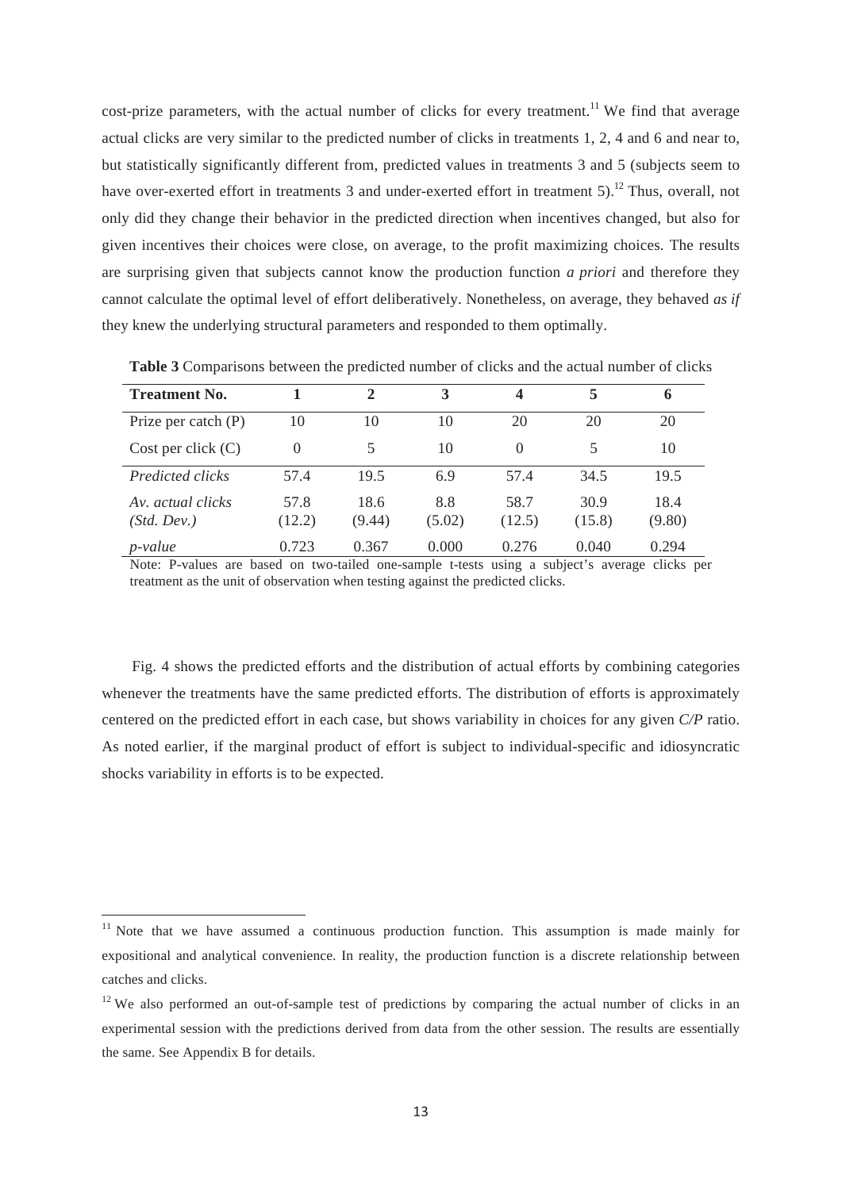cost-prize parameters, with the actual number of clicks for every treatment.[11] We find that average actual clicks are very similar to the predicted number of clicks in treatments 1, 2, 4 and 6 and near to, but statistically significantly different from, predicted values in treatments 3 and 5 (subjects seem to have over-exerted effort in treatments 3 and under-exerted effort in treatment 5).[12] Thus, overall, not only did they change their behavior in the predicted direction when incentives changed, but also for given incentives their choices were close, on average, to the profit maximizing choices. The results are surprising given that subjects cannot know the production function *a priori* and therefore they cannot calculate the optimal level of effort deliberatively. Nonetheless, on average, they behaved *as if* they knew the underlying structural parameters and responded to them optimally.

**Table 3** Comparisons between the predicted number of clicks and the actual number of clicks

| **Treatment No.** | **1** | **2** | **3** | **4** | **5** | **6** |
|---|---|---|---|---|---|---|
| Prize per catch (P) | 10 | 10 | 10 | 20 | 20 | 20 |
| Cost per click (C) | 0 | 5 | 10 | 0 | 5 | 10 |
| *Predicted clicks* | 57.4 | 19.5 | 6.9 | 57.4 | 34.5 | 19.5 |
| *Av. actual clicks (Std. Dev.)* | 57.8 (12.2) | 18.6 (9.44) | 8.8 (5.02) | 58.7 (12.5) | 30.9 (15.8) | 18.4 (9.80) |
| *p-value* | 0.723 | 0.367 | 0.000 | 0.276 | 0.040 | 0.294 |

Note: P-values are based on two-tailed one-sample t-tests using a subject's average clicks per treatment as the unit of observation when testing against the predicted clicks.

Fig. 4 shows the predicted efforts and the distribution of actual efforts by combining categories whenever the treatments have the same predicted efforts. The distribution of efforts is approximately centered on the predicted effort in each case, but shows variability in choices for any given *C/P* ratio. As noted earlier, if the marginal product of effort is subject to individual-specific and idiosyncratic shocks variability in efforts is to be expected.

[11] Note that we have assumed a continuous production function. This assumption is made mainly for expositional and analytical convenience. In reality, the production function is a discrete relationship between catches and clicks.

[12] We also performed an out-of-sample test of predictions by comparing the actual number of clicks in an experimental session with the predictions derived from data from the other session. The results are essentially the same. See Appendix B for details.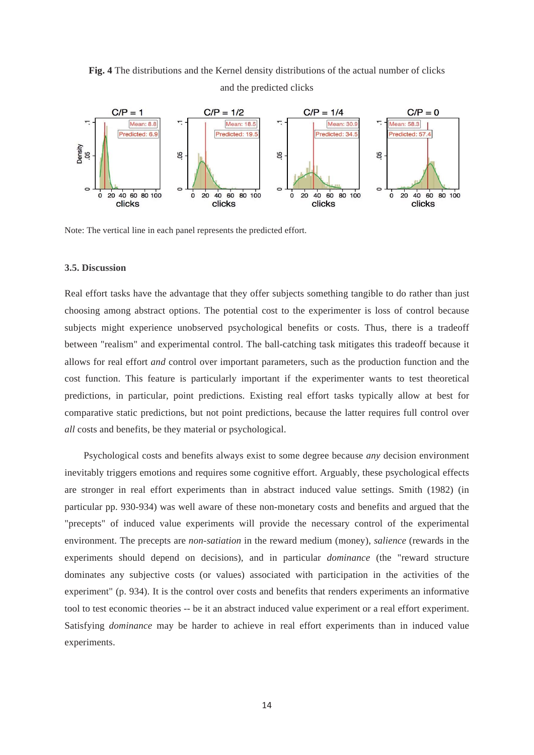**Fig. 4** The distributions and the Kernel density distributions of the actual number of clicks and the predicted clicks

Note: The vertical line in each panel represents the predicted effort.

### 3.5. Discussion

Real effort tasks have the advantage that they offer subjects something tangible to do rather than just choosing among abstract options. The potential cost to the experimenter is loss of control because subjects might experience unobserved psychological benefits or costs. Thus, there is a tradeoff between "realism" and experimental control. The ball-catching task mitigates this tradeoff because it allows for real effort *and* control over important parameters, such as the production function and the cost function. This feature is particularly important if the experimenter wants to test theoretical predictions, in particular, point predictions. Existing real effort tasks typically allow at best for comparative static predictions, but not point predictions, because the latter requires full control over *all* costs and benefits, be they material or psychological.

Psychological costs and benefits always exist to some degree because *any* decision environment inevitably triggers emotions and requires some cognitive effort. Arguably, these psychological effects are stronger in real effort experiments than in abstract induced value settings. Smith (1982) (in particular pp. 930-934) was well aware of these non-monetary costs and benefits and argued that the "precepts" of induced value experiments will provide the necessary control of the experimental environment. The precepts are *non-satiation* in the reward medium (money), *salience* (rewards in the experiments should depend on decisions), and in particular *dominance* (the "reward structure dominates any subjective costs (or values) associated with participation in the activities of the experiment" (p. 934). It is the control over costs and benefits that renders experiments an informative tool to test economic theories -- be it an abstract induced value experiment or a real effort experiment. Satisfying *dominance* may be harder to achieve in real effort experiments than in induced value experiments.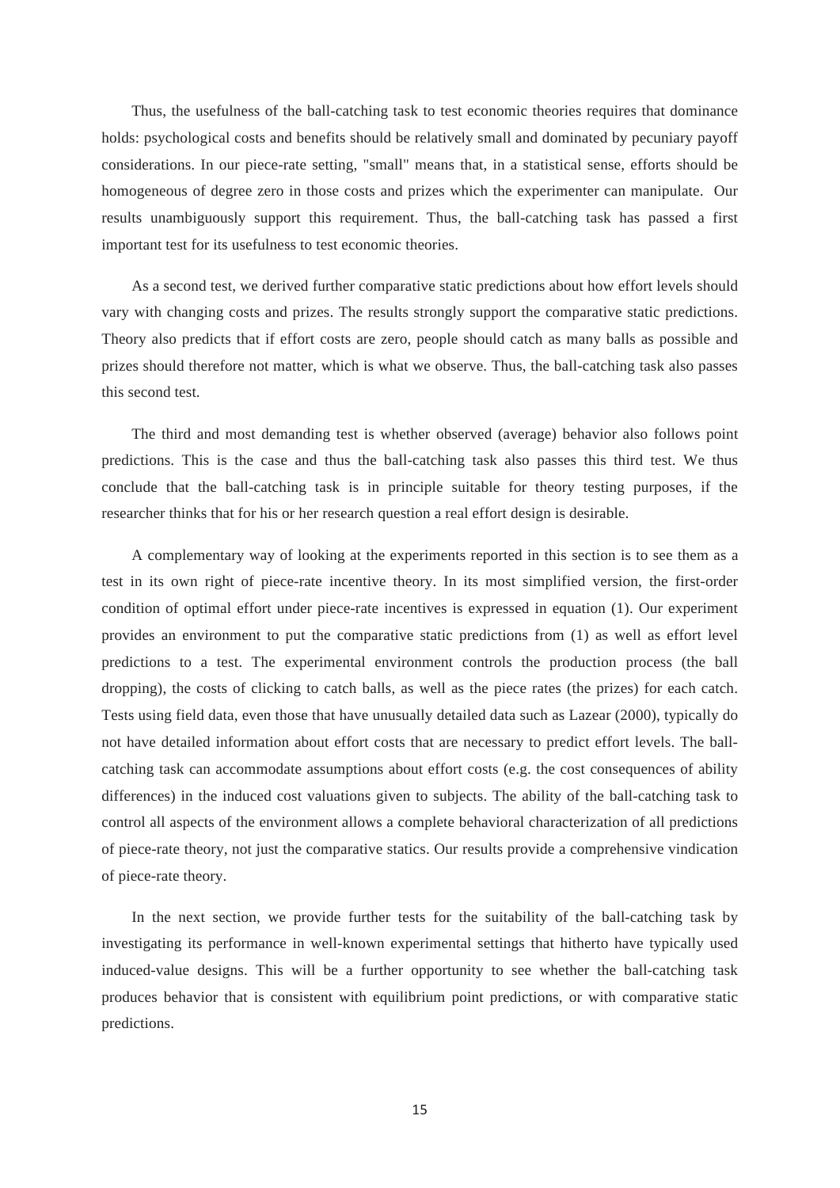Thus, the usefulness of the ball-catching task to test economic theories requires that dominance holds: psychological costs and benefits should be relatively small and dominated by pecuniary payoff considerations. In our piece-rate setting, "small" means that, in a statistical sense, efforts should be homogeneous of degree zero in those costs and prizes which the experimenter can manipulate. Our results unambiguously support this requirement. Thus, the ball-catching task has passed a first important test for its usefulness to test economic theories.

As a second test, we derived further comparative static predictions about how effort levels should vary with changing costs and prizes. The results strongly support the comparative static predictions. Theory also predicts that if effort costs are zero, people should catch as many balls as possible and prizes should therefore not matter, which is what we observe. Thus, the ball-catching task also passes this second test.

The third and most demanding test is whether observed (average) behavior also follows point predictions. This is the case and thus the ball-catching task also passes this third test. We thus conclude that the ball-catching task is in principle suitable for theory testing purposes, if the researcher thinks that for his or her research question a real effort design is desirable.

A complementary way of looking at the experiments reported in this section is to see them as a test in its own right of piece-rate incentive theory. In its most simplified version, the first-order condition of optimal effort under piece-rate incentives is expressed in equation (1). Our experiment provides an environment to put the comparative static predictions from (1) as well as effort level predictions to a test. The experimental environment controls the production process (the ball dropping), the costs of clicking to catch balls, as well as the piece rates (the prizes) for each catch. Tests using field data, even those that have unusually detailed data such as Lazear (2000), typically do not have detailed information about effort costs that are necessary to predict effort levels. The ball-catching task can accommodate assumptions about effort costs (e.g. the cost consequences of ability differences) in the induced cost valuations given to subjects. The ability of the ball-catching task to control all aspects of the environment allows a complete behavioral characterization of all predictions of piece-rate theory, not just the comparative statics. Our results provide a comprehensive vindication of piece-rate theory.

In the next section, we provide further tests for the suitability of the ball-catching task by investigating its performance in well-known experimental settings that hitherto have typically used induced-value designs. This will be a further opportunity to see whether the ball-catching task produces behavior that is consistent with equilibrium point predictions, or with comparative static predictions.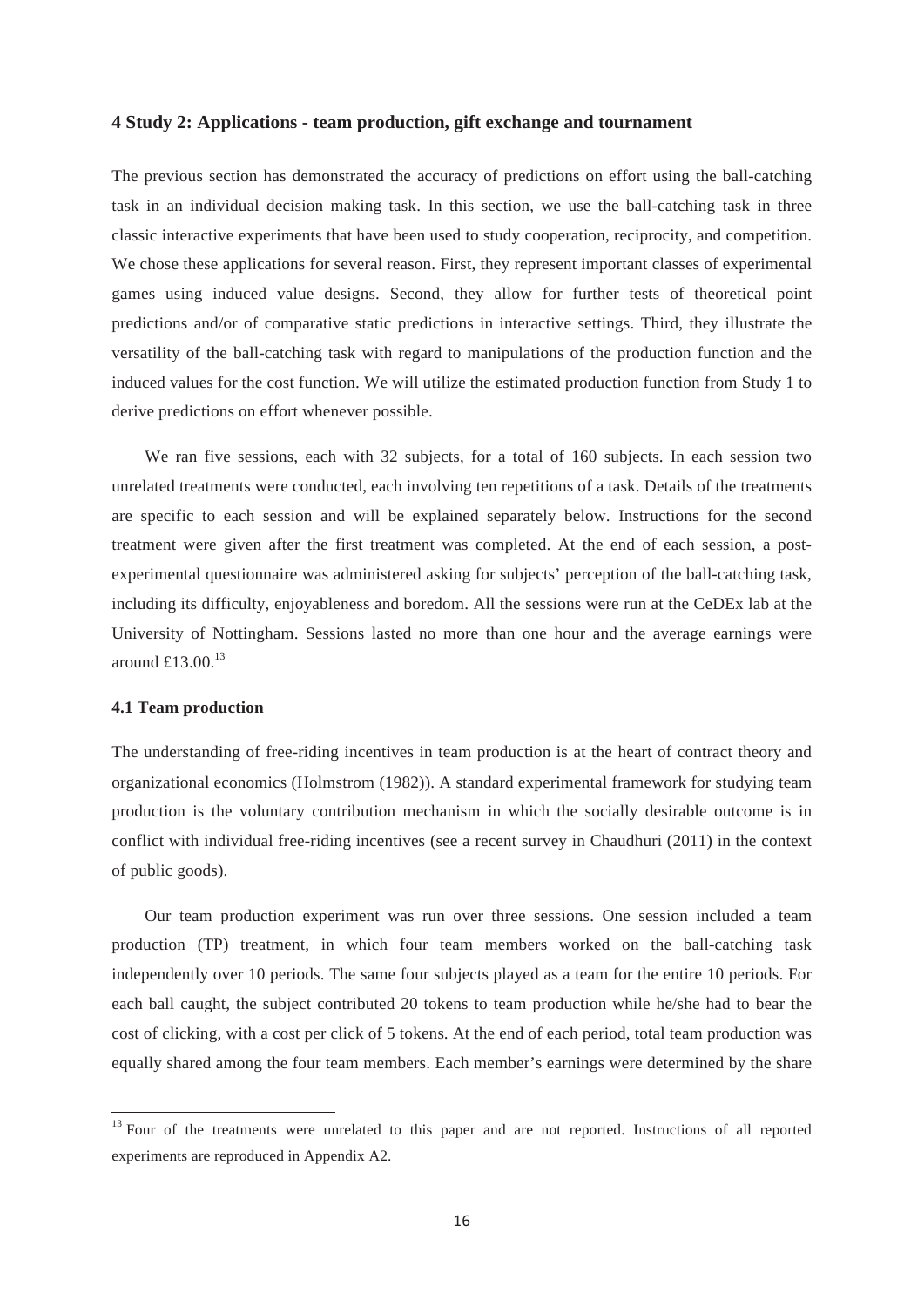## 4 Study 2: Applications - team production, gift exchange and tournament

The previous section has demonstrated the accuracy of predictions on effort using the ball-catching task in an individual decision making task. In this section, we use the ball-catching task in three classic interactive experiments that have been used to study cooperation, reciprocity, and competition. We chose these applications for several reason. First, they represent important classes of experimental games using induced value designs. Second, they allow for further tests of theoretical point predictions and/or of comparative static predictions in interactive settings. Third, they illustrate the versatility of the ball-catching task with regard to manipulations of the production function and the induced values for the cost function. We will utilize the estimated production function from Study 1 to derive predictions on effort whenever possible.

We ran five sessions, each with 32 subjects, for a total of 160 subjects. In each session two unrelated treatments were conducted, each involving ten repetitions of a task. Details of the treatments are specific to each session and will be explained separately below. Instructions for the second treatment were given after the first treatment was completed. At the end of each session, a post-experimental questionnaire was administered asking for subjects' perception of the ball-catching task, including its difficulty, enjoyableness and boredom. All the sessions were run at the CeDEx lab at the University of Nottingham. Sessions lasted no more than one hour and the average earnings were around £13.00.[13]

### 4.1 Team production

The understanding of free-riding incentives in team production is at the heart of contract theory and organizational economics (Holmstrom (1982)). A standard experimental framework for studying team production is the voluntary contribution mechanism in which the socially desirable outcome is in conflict with individual free-riding incentives (see a recent survey in Chaudhuri (2011) in the context of public goods).

Our team production experiment was run over three sessions. One session included a team production (TP) treatment, in which four team members worked on the ball-catching task independently over 10 periods. The same four subjects played as a team for the entire 10 periods. For each ball caught, the subject contributed 20 tokens to team production while he/she had to bear the cost of clicking, with a cost per click of 5 tokens. At the end of each period, total team production was equally shared among the four team members. Each member's earnings were determined by the share

[13] Four of the treatments were unrelated to this paper and are not reported. Instructions of all reported experiments are reproduced in Appendix A2.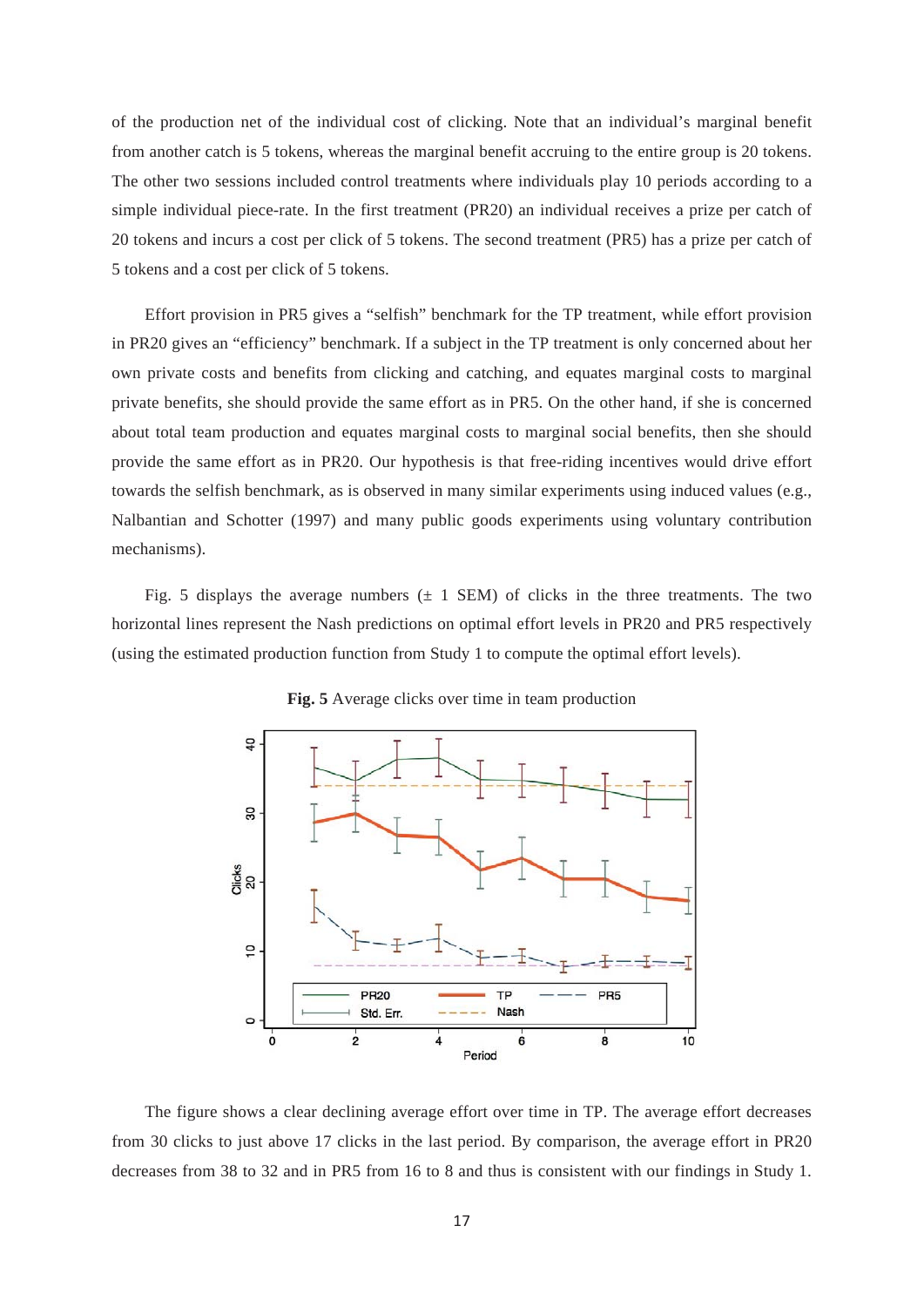of the production net of the individual cost of clicking. Note that an individual's marginal benefit from another catch is 5 tokens, whereas the marginal benefit accruing to the entire group is 20 tokens. The other two sessions included control treatments where individuals play 10 periods according to a simple individual piece-rate. In the first treatment (PR20) an individual receives a prize per catch of 20 tokens and incurs a cost per click of 5 tokens. The second treatment (PR5) has a prize per catch of 5 tokens and a cost per click of 5 tokens.

Effort provision in PR5 gives a "selfish" benchmark for the TP treatment, while effort provision in PR20 gives an "efficiency" benchmark. If a subject in the TP treatment is only concerned about her own private costs and benefits from clicking and catching, and equates marginal costs to marginal private benefits, she should provide the same effort as in PR5. On the other hand, if she is concerned about total team production and equates marginal costs to marginal social benefits, then she should provide the same effort as in PR20. Our hypothesis is that free-riding incentives would drive effort towards the selfish benchmark, as is observed in many similar experiments using induced values (e.g., Nalbantian and Schotter (1997) and many public goods experiments using voluntary contribution mechanisms).

Fig. 5 displays the average numbers (± 1 SEM) of clicks in the three treatments. The two horizontal lines represent the Nash predictions on optimal effort levels in PR20 and PR5 respectively (using the estimated production function from Study 1 to compute the optimal effort levels).

**Fig. 5** Average clicks over time in team production

The figure shows a clear declining average effort over time in TP. The average effort decreases from 30 clicks to just above 17 clicks in the last period. By comparison, the average effort in PR20 decreases from 38 to 32 and in PR5 from 16 to 8 and thus is consistent with our findings in Study 1.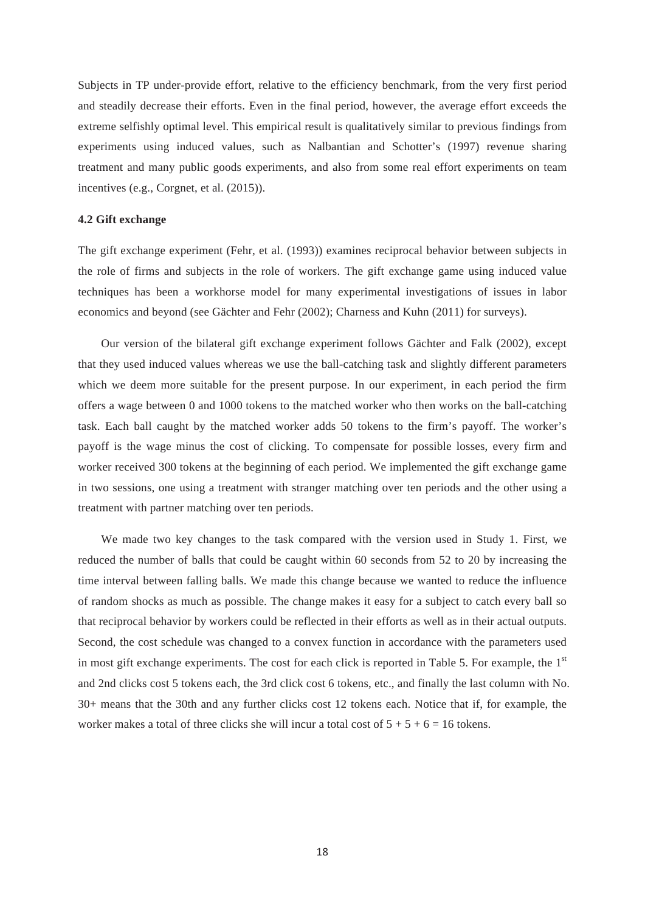Subjects in TP under-provide effort, relative to the efficiency benchmark, from the very first period and steadily decrease their efforts. Even in the final period, however, the average effort exceeds the extreme selfishly optimal level. This empirical result is qualitatively similar to previous findings from experiments using induced values, such as Nalbantian and Schotter's (1997) revenue sharing treatment and many public goods experiments, and also from some real effort experiments on team incentives (e.g., Corgnet, et al. (2015)).

### 4.2 Gift exchange

The gift exchange experiment (Fehr, et al. (1993)) examines reciprocal behavior between subjects in the role of firms and subjects in the role of workers. The gift exchange game using induced value techniques has been a workhorse model for many experimental investigations of issues in labor economics and beyond (see Gächter and Fehr (2002); Charness and Kuhn (2011) for surveys).

Our version of the bilateral gift exchange experiment follows Gächter and Falk (2002), except that they used induced values whereas we use the ball-catching task and slightly different parameters which we deem more suitable for the present purpose. In our experiment, in each period the firm offers a wage between 0 and 1000 tokens to the matched worker who then works on the ball-catching task. Each ball caught by the matched worker adds 50 tokens to the firm's payoff. The worker's payoff is the wage minus the cost of clicking. To compensate for possible losses, every firm and worker received 300 tokens at the beginning of each period. We implemented the gift exchange game in two sessions, one using a treatment with stranger matching over ten periods and the other using a treatment with partner matching over ten periods.

We made two key changes to the task compared with the version used in Study 1. First, we reduced the number of balls that could be caught within 60 seconds from 52 to 20 by increasing the time interval between falling balls. We made this change because we wanted to reduce the influence of random shocks as much as possible. The change makes it easy for a subject to catch every ball so that reciprocal behavior by workers could be reflected in their efforts as well as in their actual outputs. Second, the cost schedule was changed to a convex function in accordance with the parameters used in most gift exchange experiments. The cost for each click is reported in Table 5. For example, the 1st and 2nd clicks cost 5 tokens each, the 3rd click cost 6 tokens, etc., and finally the last column with No. 30+ means that the 30th and any further clicks cost 12 tokens each. Notice that if, for example, the worker makes a total of three clicks she will incur a total cost of $5 + 5 + 6 = 16$ tokens.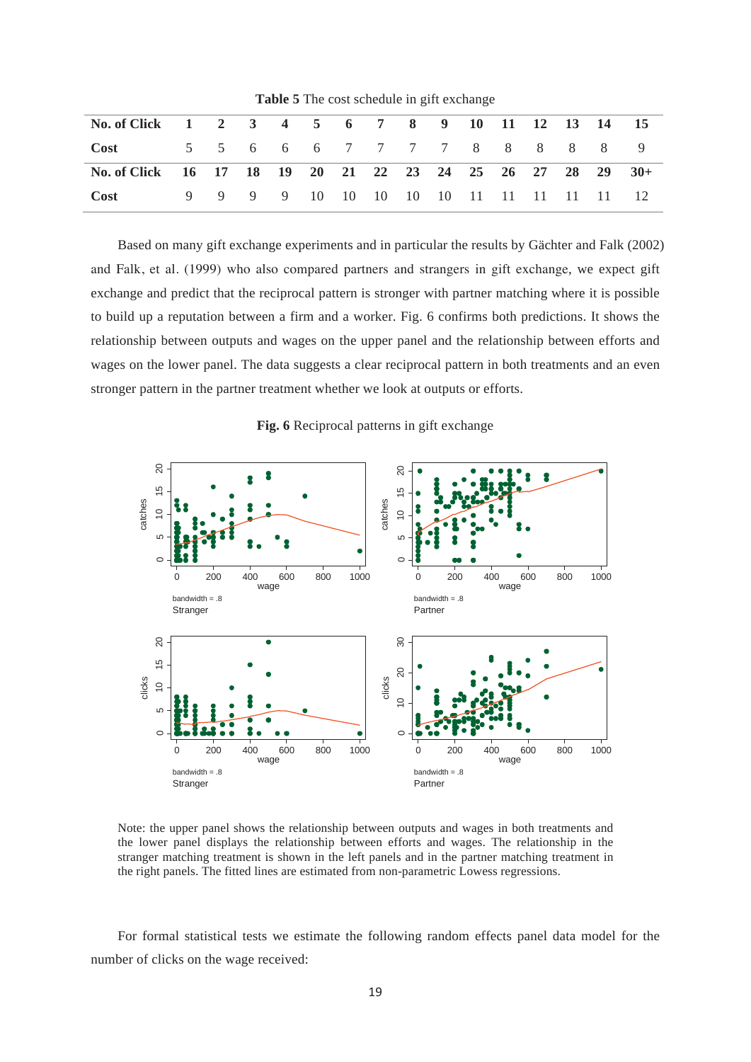**Table 5** The cost schedule in gift exchange

| **No. of Click** | **1** | **2** | **3** | **4** | **5** | **6** | **7** | **8** | **9** | **10** | **11** | **12** | **13** | **14** | **15** |
|---|---|---|---|---|---|---|---|---|---|---|---|---|---|---|---|
| **Cost** | 5 | 5 | 6 | 6 | 6 | 7 | 7 | 7 | 7 | 8 | 8 | 8 | 8 | 8 | 9 |
| **No. of Click** | **16** | **17** | **18** | **19** | **20** | **21** | **22** | **23** | **24** | **25** | **26** | **27** | **28** | **29** | **30+** |
| **Cost** | 9 | 9 | 9 | 9 | 10 | 10 | 10 | 10 | 10 | 11 | 11 | 11 | 11 | 11 | 12 |

Based on many gift exchange experiments and in particular the results by Gächter and Falk (2002) and Falk, et al. (1999) who also compared partners and strangers in gift exchange, we expect gift exchange and predict that the reciprocal pattern is stronger with partner matching where it is possible to build up a reputation between a firm and a worker. Fig. 6 confirms both predictions. It shows the relationship between outputs and wages on the upper panel and the relationship between efforts and wages on the lower panel. The data suggests a clear reciprocal pattern in both treatments and an even stronger pattern in the partner treatment whether we look at outputs or efforts.

**Fig. 6** Reciprocal patterns in gift exchange

Note: the upper panel shows the relationship between outputs and wages in both treatments and the lower panel displays the relationship between efforts and wages. The relationship in the stranger matching treatment is shown in the left panels and in the partner matching treatment in the right panels. The fitted lines are estimated from non-parametric Lowess regressions.

For formal statistical tests we estimate the following random effects panel data model for the number of clicks on the wage received: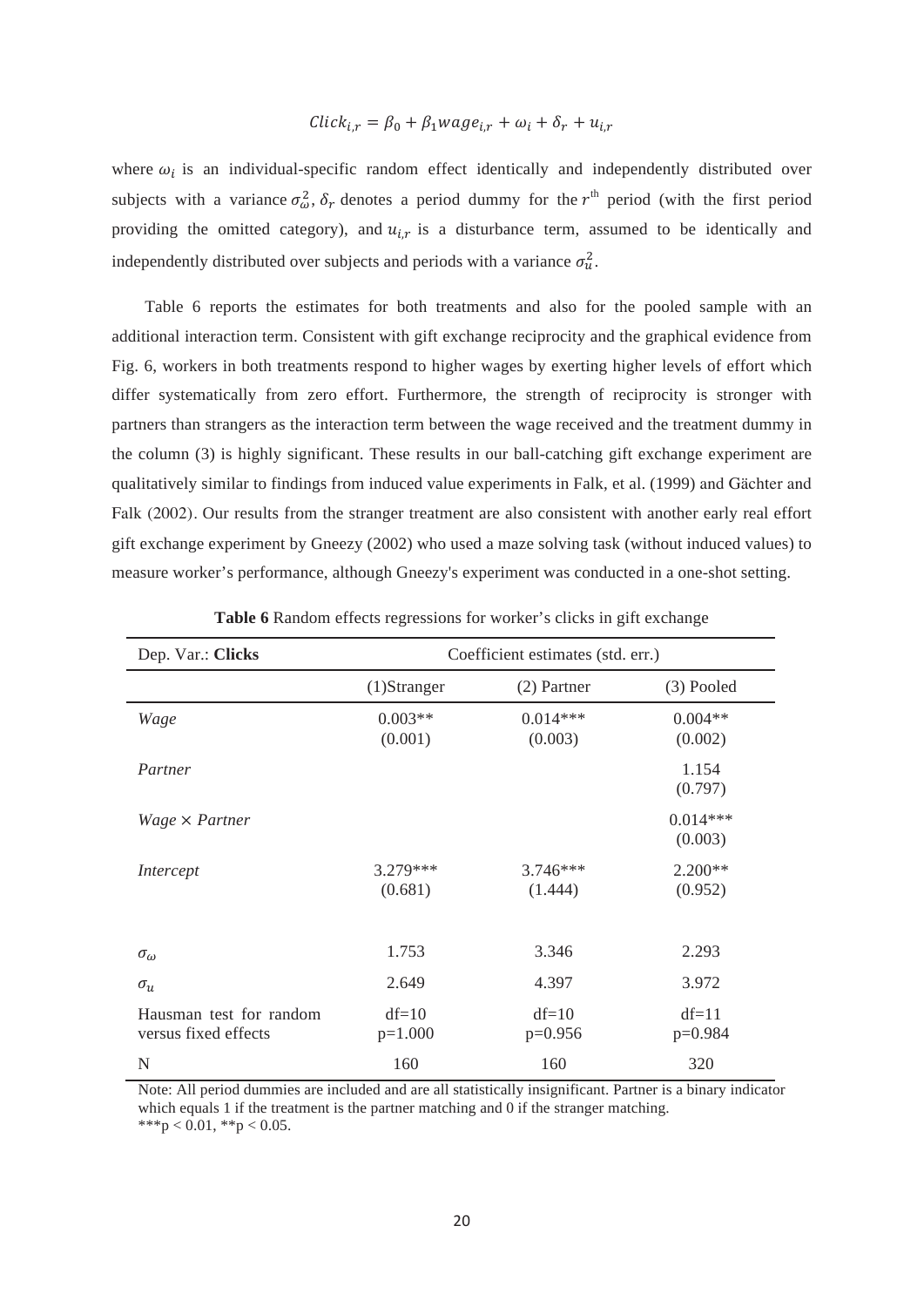$$Click_{i,r} = \beta_0 + \beta_1 wage_{i,r} + \omega_i + \delta_r + u_{i,r}$$

where $\omega_i$ is an individual-specific random effect identically and independently distributed over subjects with a variance $\sigma_\omega^2$, $\delta_r$ denotes a period dummy for the $r^{\text{th}}$ period (with the first period providing the omitted category), and $u_{i,r}$ is a disturbance term, assumed to be identically and independently distributed over subjects and periods with a variance $\sigma_u^2$.

Table 6 reports the estimates for both treatments and also for the pooled sample with an additional interaction term. Consistent with gift exchange reciprocity and the graphical evidence from Fig. 6, workers in both treatments respond to higher wages by exerting higher levels of effort which differ systematically from zero effort. Furthermore, the strength of reciprocity is stronger with partners than strangers as the interaction term between the wage received and the treatment dummy in the column (3) is highly significant. These results in our ball-catching gift exchange experiment are qualitatively similar to findings from induced value experiments in Falk, et al. (1999) and Gächter and Falk (2002). Our results from the stranger treatment are also consistent with another early real effort gift exchange experiment by Gneezy (2002) who used a maze solving task (without induced values) to measure worker's performance, although Gneezy's experiment was conducted in a one-shot setting.

**Table 6** Random effects regressions for worker's clicks in gift exchange

| Dep. Var.: **Clicks** | Coefficient estimates (std. err.) | | |
|---|---|---|---|
| | (1)Stranger | (2) Partner | (3) Pooled |
| *Wage* | 0.003** (0.001) | 0.014*** (0.003) | 0.004** (0.002) |
| *Partner* | | | 1.154 (0.797) |
| *Wage × Partner* | | | 0.014*** (0.003) |
| *Intercept* | 3.279*** (0.681) | 3.746*** (1.444) | 2.200** (0.952) |
| $\sigma_\omega$ | 1.753 | 3.346 | 2.293 |
| $\sigma_u$ | 2.649 | 4.397 | 3.972 |
| Hausman test for random versus fixed effects | df=10 p=1.000 | df=10 p=0.956 | df=11 p=0.984 |
| N | 160 | 160 | 320 |

Note: All period dummies are included and are all statistically insignificant. Partner is a binary indicator which equals 1 if the treatment is the partner matching and 0 if the stranger matching.
***$p < 0.01$, **$p < 0.05$.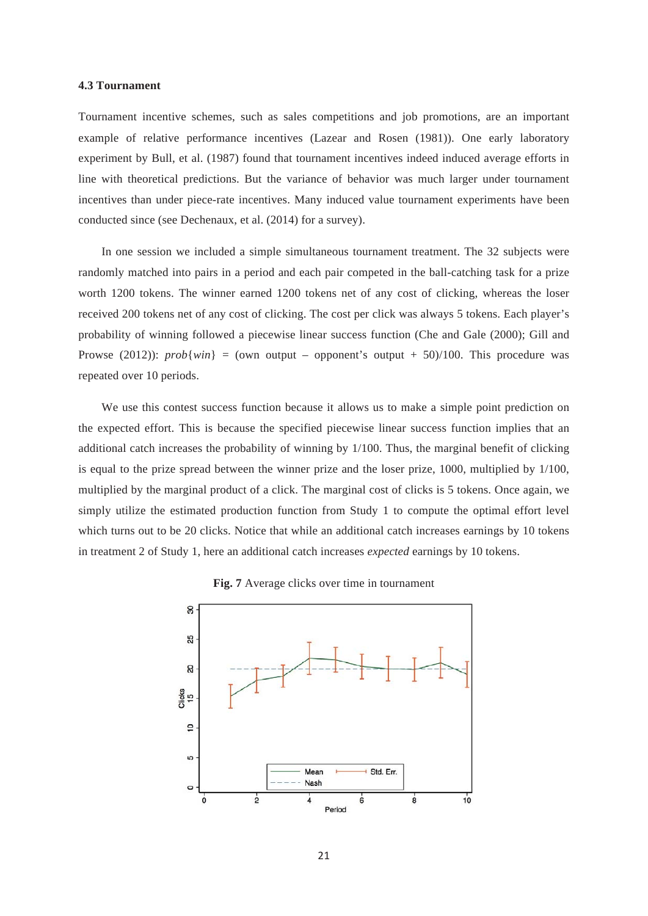### 4.3 Tournament

Tournament incentive schemes, such as sales competitions and job promotions, are an important example of relative performance incentives (Lazear and Rosen (1981)). One early laboratory experiment by Bull, et al. (1987) found that tournament incentives indeed induced average efforts in line with theoretical predictions. But the variance of behavior was much larger under tournament incentives than under piece-rate incentives. Many induced value tournament experiments have been conducted since (see Dechenaux, et al. (2014) for a survey).

In one session we included a simple simultaneous tournament treatment. The 32 subjects were randomly matched into pairs in a period and each pair competed in the ball-catching task for a prize worth 1200 tokens. The winner earned 1200 tokens net of any cost of clicking, whereas the loser received 200 tokens net of any cost of clicking. The cost per click was always 5 tokens. Each player's probability of winning followed a piecewise linear success function (Che and Gale (2000); Gill and Prowse (2012)): $prob\{win\}$ = (own output – opponent's output + 50)/100. This procedure was repeated over 10 periods.

We use this contest success function because it allows us to make a simple point prediction on the expected effort. This is because the specified piecewise linear success function implies that an additional catch increases the probability of winning by 1/100. Thus, the marginal benefit of clicking is equal to the prize spread between the winner prize and the loser prize, 1000, multiplied by 1/100, multiplied by the marginal product of a click. The marginal cost of clicks is 5 tokens. Once again, we simply utilize the estimated production function from Study 1 to compute the optimal effort level which turns out to be 20 clicks. Notice that while an additional catch increases earnings by 10 tokens in treatment 2 of Study 1, here an additional catch increases *expected* earnings by 10 tokens.

**Fig. 7** Average clicks over time in tournament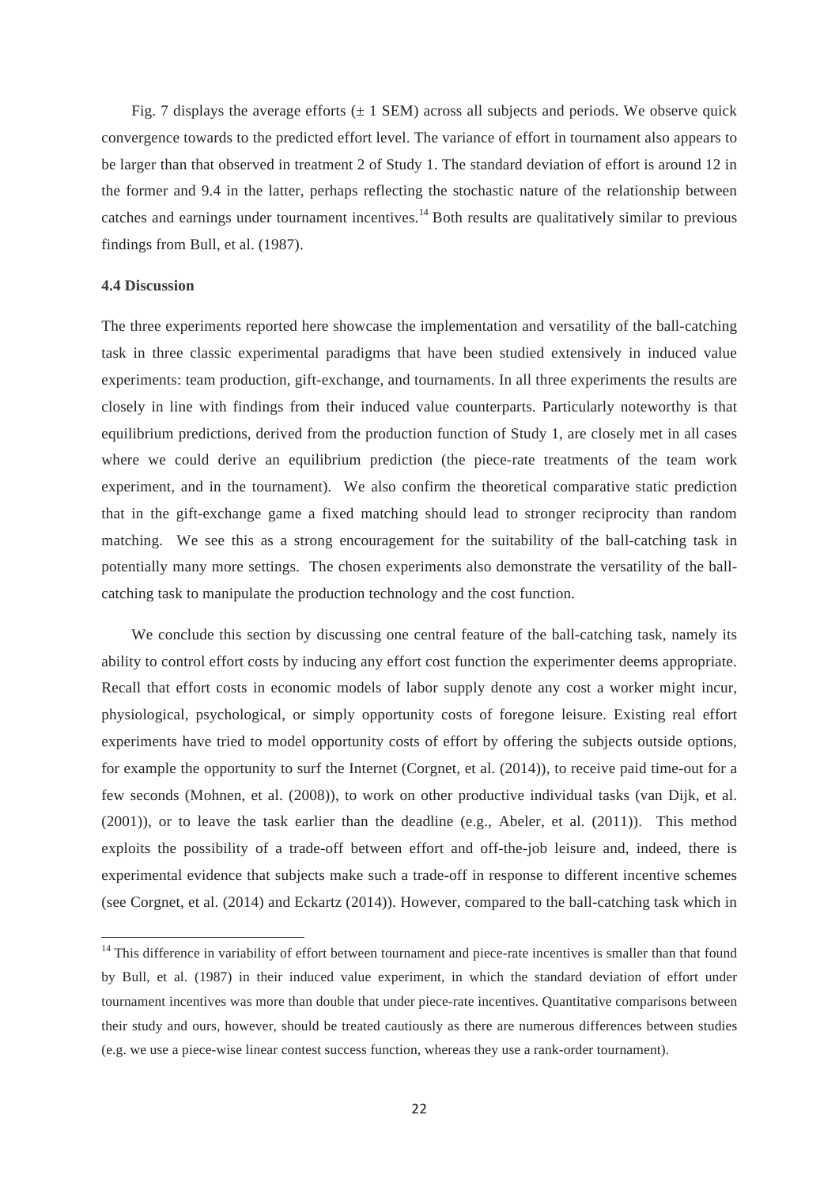Fig. 7 displays the average efforts (± 1 SEM) across all subjects and periods. We observe quick convergence towards to the predicted effort level. The variance of effort in tournament also appears to be larger than that observed in treatment 2 of Study 1. The standard deviation of effort is around 12 in the former and 9.4 in the latter, perhaps reflecting the stochastic nature of the relationship between catches and earnings under tournament incentives.[14] Both results are qualitatively similar to previous findings from Bull, et al. (1987).

### 4.4 Discussion

The three experiments reported here showcase the implementation and versatility of the ball-catching task in three classic experimental paradigms that have been studied extensively in induced value experiments: team production, gift-exchange, and tournaments. In all three experiments the results are closely in line with findings from their induced value counterparts. Particularly noteworthy is that equilibrium predictions, derived from the production function of Study 1, are closely met in all cases where we could derive an equilibrium prediction (the piece-rate treatments of the team work experiment, and in the tournament). We also confirm the theoretical comparative static prediction that in the gift-exchange game a fixed matching should lead to stronger reciprocity than random matching. We see this as a strong encouragement for the suitability of the ball-catching task in potentially many more settings. The chosen experiments also demonstrate the versatility of the ball-catching task to manipulate the production technology and the cost function.

We conclude this section by discussing one central feature of the ball-catching task, namely its ability to control effort costs by inducing any effort cost function the experimenter deems appropriate. Recall that effort costs in economic models of labor supply denote any cost a worker might incur, physiological, psychological, or simply opportunity costs of foregone leisure. Existing real effort experiments have tried to model opportunity costs of effort by offering the subjects outside options, for example the opportunity to surf the Internet (Corgnet, et al. (2014)), to receive paid time-out for a few seconds (Mohnen, et al. (2008)), to work on other productive individual tasks (van Dijk, et al. (2001)), or to leave the task earlier than the deadline (e.g., Abeler, et al. (2011)). This method exploits the possibility of a trade-off between effort and off-the-job leisure and, indeed, there is experimental evidence that subjects make such a trade-off in response to different incentive schemes (see Corgnet, et al. (2014) and Eckartz (2014)). However, compared to the ball-catching task which in

[14] This difference in variability of effort between tournament and piece-rate incentives is smaller than that found by Bull, et al. (1987) in their induced value experiment, in which the standard deviation of effort under tournament incentives was more than double that under piece-rate incentives. Quantitative comparisons between their study and ours, however, should be treated cautiously as there are numerous differences between studies (e.g. we use a piece-wise linear contest success function, whereas they use a rank-order tournament).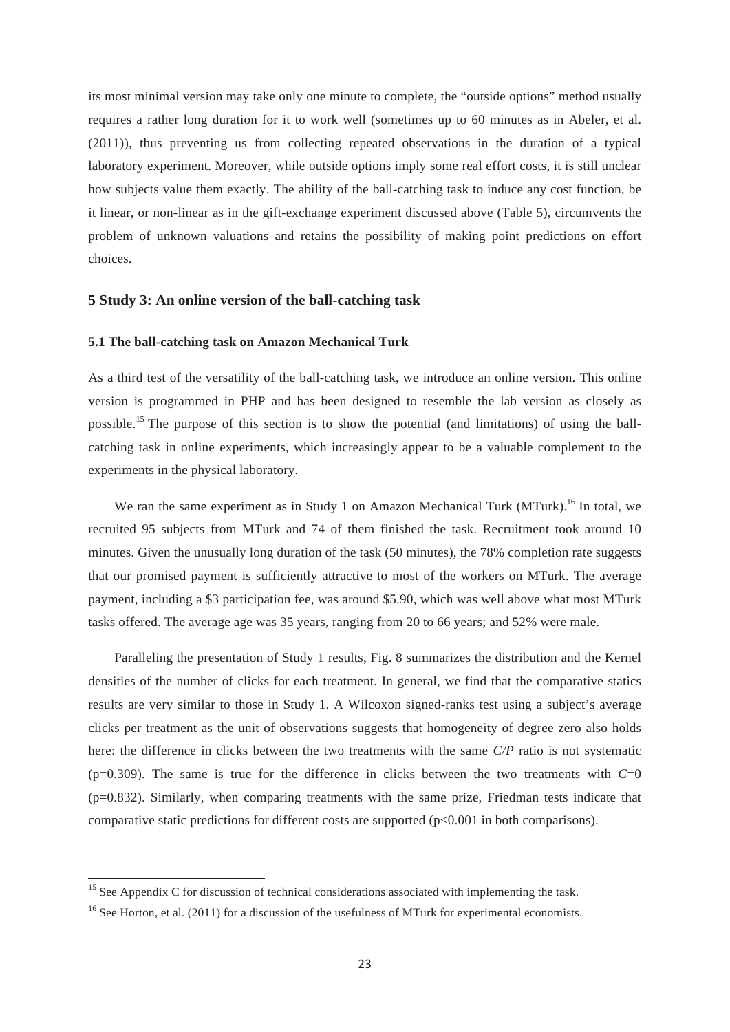its most minimal version may take only one minute to complete, the "outside options" method usually requires a rather long duration for it to work well (sometimes up to 60 minutes as in Abeler, et al. (2011)), thus preventing us from collecting repeated observations in the duration of a typical laboratory experiment. Moreover, while outside options imply some real effort costs, it is still unclear how subjects value them exactly. The ability of the ball-catching task to induce any cost function, be it linear, or non-linear as in the gift-exchange experiment discussed above (Table 5), circumvents the problem of unknown valuations and retains the possibility of making point predictions on effort choices.

## 5 Study 3: An online version of the ball-catching task

### 5.1 The ball-catching task on Amazon Mechanical Turk

As a third test of the versatility of the ball-catching task, we introduce an online version. This online version is programmed in PHP and has been designed to resemble the lab version as closely as possible.[15] The purpose of this section is to show the potential (and limitations) of using the ball-catching task in online experiments, which increasingly appear to be a valuable complement to the experiments in the physical laboratory.

We ran the same experiment as in Study 1 on Amazon Mechanical Turk (MTurk).[16] In total, we recruited 95 subjects from MTurk and 74 of them finished the task. Recruitment took around 10 minutes. Given the unusually long duration of the task (50 minutes), the 78% completion rate suggests that our promised payment is sufficiently attractive to most of the workers on MTurk. The average payment, including a $3 participation fee, was around $5.90, which was well above what most MTurk tasks offered. The average age was 35 years, ranging from 20 to 66 years; and 52% were male.

Paralleling the presentation of Study 1 results, Fig. 8 summarizes the distribution and the Kernel densities of the number of clicks for each treatment. In general, we find that the comparative statics results are very similar to those in Study 1. A Wilcoxon signed-ranks test using a subject's average clicks per treatment as the unit of observations suggests that homogeneity of degree zero also holds here: the difference in clicks between the two treatments with the same $C/P$ ratio is not systematic ($p=0.309$). The same is true for the difference in clicks between the two treatments with $C=0$ ($p=0.832$). Similarly, when comparing treatments with the same prize, Friedman tests indicate that comparative static predictions for different costs are supported ($p<0.001$ in both comparisons).

---

[15] See Appendix C for discussion of technical considerations associated with implementing the task.

[16] See Horton, et al. (2011) for a discussion of the usefulness of MTurk for experimental economists.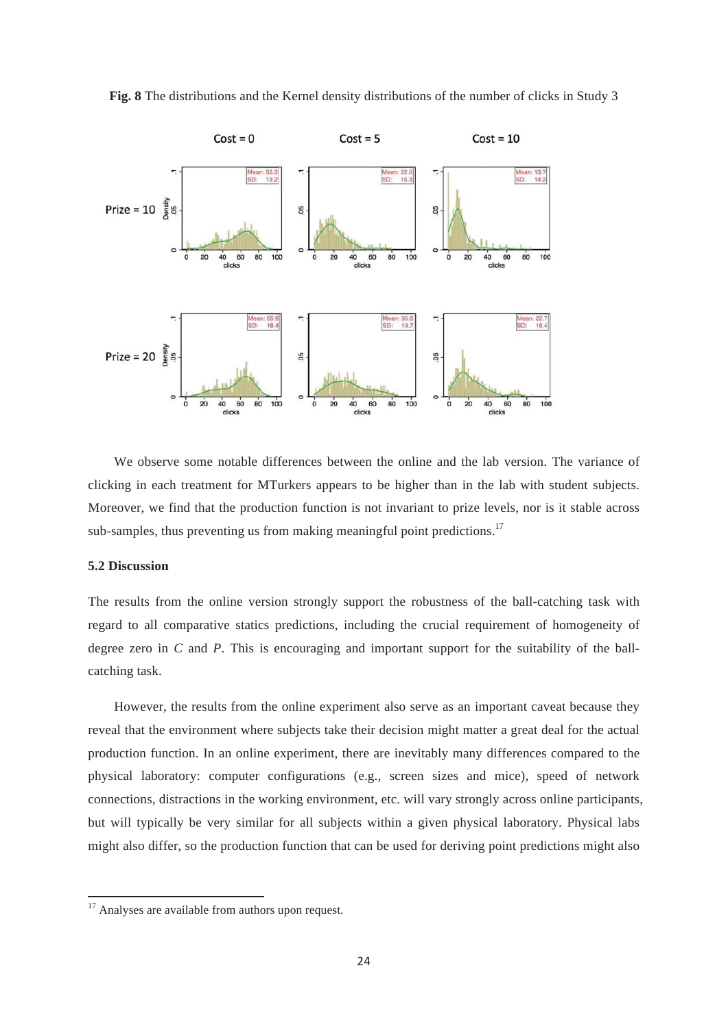**Fig. 8** The distributions and the Kernel density distributions of the number of clicks in Study 3

We observe some notable differences between the online and the lab version. The variance of clicking in each treatment for MTurkers appears to be higher than in the lab with student subjects. Moreover, we find that the production function is not invariant to prize levels, nor is it stable across sub-samples, thus preventing us from making meaningful point predictions.[17]

### 5.2 Discussion

The results from the online version strongly support the robustness of the ball-catching task with regard to all comparative statics predictions, including the crucial requirement of homogeneity of degree zero in $C$ and $P$. This is encouraging and important support for the suitability of the ball-catching task.

However, the results from the online experiment also serve as an important caveat because they reveal that the environment where subjects take their decision might matter a great deal for the actual production function. In an online experiment, there are inevitably many differences compared to the physical laboratory: computer configurations (e.g., screen sizes and mice), speed of network connections, distractions in the working environment, etc. will vary strongly across online participants, but will typically be very similar for all subjects within a given physical laboratory. Physical labs might also differ, so the production function that can be used for deriving point predictions might also

[17] Analyses are available from authors upon request.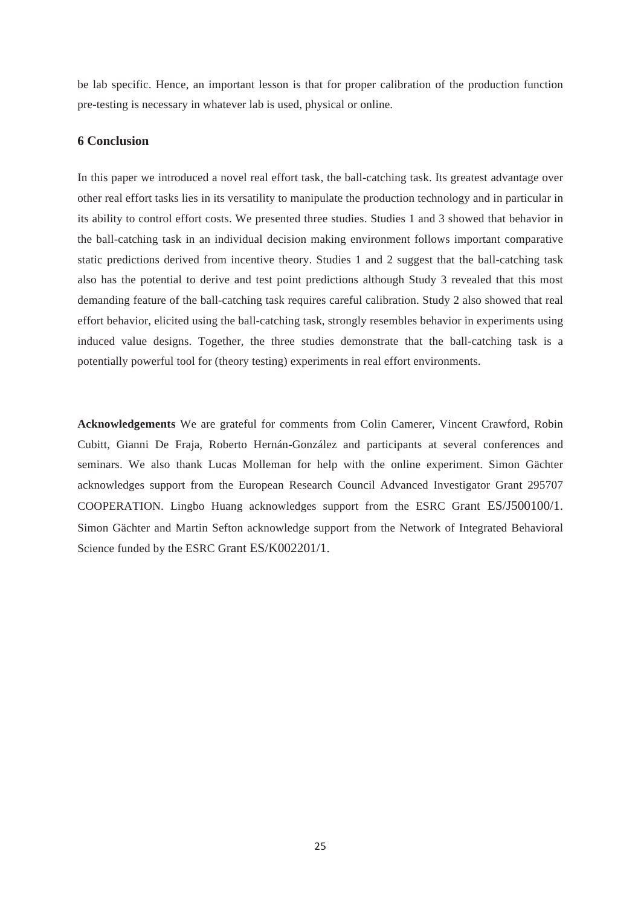be lab specific. Hence, an important lesson is that for proper calibration of the production function pre-testing is necessary in whatever lab is used, physical or online.

## 6 Conclusion

In this paper we introduced a novel real effort task, the ball-catching task. Its greatest advantage over other real effort tasks lies in its versatility to manipulate the production technology and in particular in its ability to control effort costs. We presented three studies. Studies 1 and 3 showed that behavior in the ball-catching task in an individual decision making environment follows important comparative static predictions derived from incentive theory. Studies 1 and 2 suggest that the ball-catching task also has the potential to derive and test point predictions although Study 3 revealed that this most demanding feature of the ball-catching task requires careful calibration. Study 2 also showed that real effort behavior, elicited using the ball-catching task, strongly resembles behavior in experiments using induced value designs. Together, the three studies demonstrate that the ball-catching task is a potentially powerful tool for (theory testing) experiments in real effort environments.

**Acknowledgements** We are grateful for comments from Colin Camerer, Vincent Crawford, Robin Cubitt, Gianni De Fraja, Roberto Hernán-González and participants at several conferences and seminars. We also thank Lucas Molleman for help with the online experiment. Simon Gächter acknowledges support from the European Research Council Advanced Investigator Grant 295707 COOPERATION. Lingbo Huang acknowledges support from the ESRC Grant ES/J500100/1. Simon Gächter and Martin Sefton acknowledge support from the Network of Integrated Behavioral Science funded by the ESRC Grant ES/K002201/1.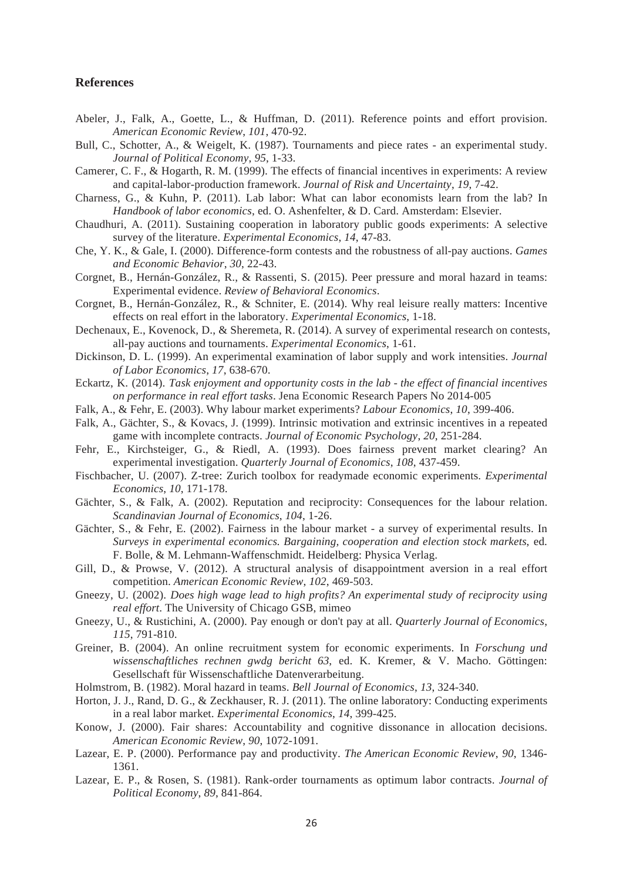## References

Abeler, J., Falk, A., Goette, L., & Huffman, D. (2011). Reference points and effort provision. *American Economic Review*, *101*, 470-92.

Bull, C., Schotter, A., & Weigelt, K. (1987). Tournaments and piece rates - an experimental study. *Journal of Political Economy*, *95*, 1-33.

Camerer, C. F., & Hogarth, R. M. (1999). The effects of financial incentives in experiments: A review and capital-labor-production framework. *Journal of Risk and Uncertainty*, *19*, 7-42.

Charness, G., & Kuhn, P. (2011). Lab labor: What can labor economists learn from the lab? In *Handbook of labor economics*, ed. O. Ashenfelter, & D. Card. Amsterdam: Elsevier.

Chaudhuri, A. (2011). Sustaining cooperation in laboratory public goods experiments: A selective survey of the literature. *Experimental Economics*, *14*, 47-83.

Che, Y. K., & Gale, I. (2000). Difference-form contests and the robustness of all-pay auctions. *Games and Economic Behavior*, *30*, 22-43.

Corgnet, B., Hernán-González, R., & Rassenti, S. (2015). Peer pressure and moral hazard in teams: Experimental evidence. *Review of Behavioral Economics*.

Corgnet, B., Hernán-González, R., & Schniter, E. (2014). Why real leisure really matters: Incentive effects on real effort in the laboratory. *Experimental Economics*, 1-18.

Dechenaux, E., Kovenock, D., & Sheremeta, R. (2014). A survey of experimental research on contests, all-pay auctions and tournaments. *Experimental Economics*, 1-61.

Dickinson, D. L. (1999). An experimental examination of labor supply and work intensities. *Journal of Labor Economics*, *17*, 638-670.

Eckartz, K. (2014). *Task enjoyment and opportunity costs in the lab - the effect of financial incentives on performance in real effort tasks*. Jena Economic Research Papers No 2014-005

Falk, A., & Fehr, E. (2003). Why labour market experiments? *Labour Economics*, *10*, 399-406.

Falk, A., Gächter, S., & Kovacs, J. (1999). Intrinsic motivation and extrinsic incentives in a repeated game with incomplete contracts. *Journal of Economic Psychology*, *20*, 251-284.

Fehr, E., Kirchsteiger, G., & Riedl, A. (1993). Does fairness prevent market clearing? An experimental investigation. *Quarterly Journal of Economics*, *108*, 437-459.

Fischbacher, U. (2007). Z-tree: Zurich toolbox for readymade economic experiments. *Experimental Economics*, *10*, 171-178.

Gächter, S., & Falk, A. (2002). Reputation and reciprocity: Consequences for the labour relation. *Scandinavian Journal of Economics*, *104*, 1-26.

Gächter, S., & Fehr, E. (2002). Fairness in the labour market - a survey of experimental results. In *Surveys in experimental economics. Bargaining, cooperation and election stock markets*, ed. F. Bolle, & M. Lehmann-Waffenschmidt. Heidelberg: Physica Verlag.

Gill, D., & Prowse, V. (2012). A structural analysis of disappointment aversion in a real effort competition. *American Economic Review*, *102*, 469-503.

Gneezy, U. (2002). *Does high wage lead to high profits? An experimental study of reciprocity using real effort*. The University of Chicago GSB, mimeo

Gneezy, U., & Rustichini, A. (2000). Pay enough or don't pay at all. *Quarterly Journal of Economics*, *115*, 791-810.

Greiner, B. (2004). An online recruitment system for economic experiments. In *Forschung und wissenschaftliches rechnen gwdg bericht 63*, ed. K. Kremer, & V. Macho. Göttingen: Gesellschaft für Wissenschaftliche Datenverarbeitung.

Holmstrom, B. (1982). Moral hazard in teams. *Bell Journal of Economics*, *13*, 324-340.

Horton, J. J., Rand, D. G., & Zeckhauser, R. J. (2011). The online laboratory: Conducting experiments in a real labor market. *Experimental Economics*, *14*, 399-425.

Konow, J. (2000). Fair shares: Accountability and cognitive dissonance in allocation decisions. *American Economic Review*, *90*, 1072-1091.

Lazear, E. P. (2000). Performance pay and productivity. *The American Economic Review*, *90*, 1346-1361.

Lazear, E. P., & Rosen, S. (1981). Rank-order tournaments as optimum labor contracts. *Journal of Political Economy*, *89*, 841-864.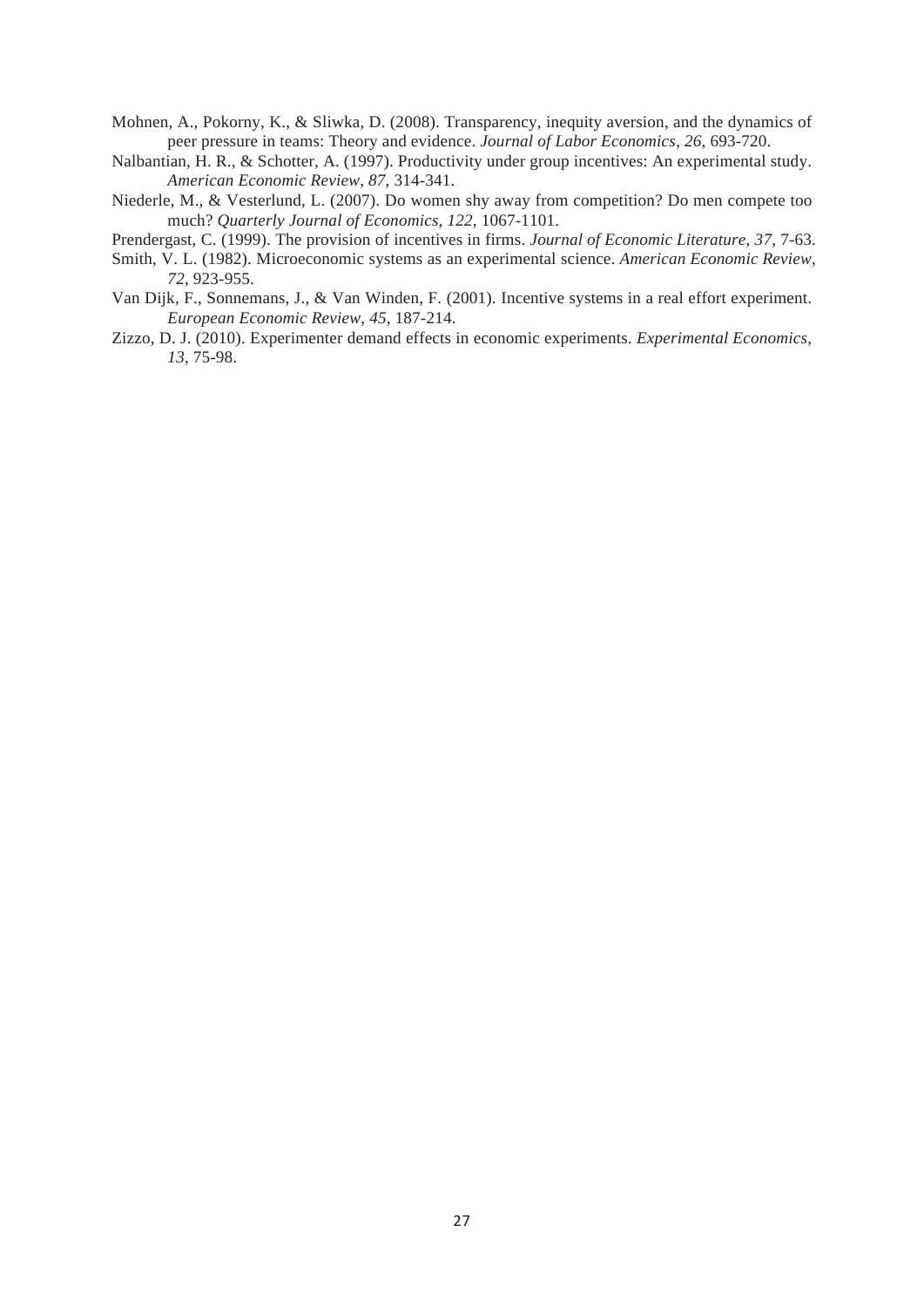Mohnen, A., Pokorny, K., & Sliwka, D. (2008). Transparency, inequity aversion, and the dynamics of peer pressure in teams: Theory and evidence. *Journal of Labor Economics*, *26*, 693-720.

Nalbantian, H. R., & Schotter, A. (1997). Productivity under group incentives: An experimental study. *American Economic Review*, *87*, 314-341.

Niederle, M., & Vesterlund, L. (2007). Do women shy away from competition? Do men compete too much? *Quarterly Journal of Economics*, *122*, 1067-1101.

Prendergast, C. (1999). The provision of incentives in firms. *Journal of Economic Literature*, *37*, 7-63.

Smith, V. L. (1982). Microeconomic systems as an experimental science. *American Economic Review*, *72*, 923-955.

Van Dijk, F., Sonnemans, J., & Van Winden, F. (2001). Incentive systems in a real effort experiment. *European Economic Review*, *45*, 187-214.

Zizzo, D. J. (2010). Experimenter demand effects in economic experiments. *Experimental Economics*, *13*, 75-98.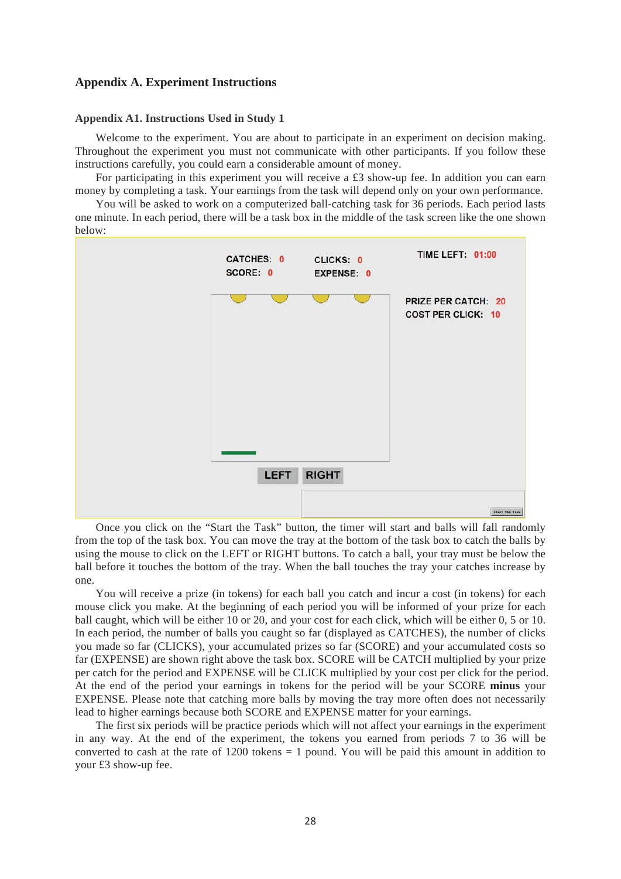# Appendix A. Experiment Instructions

## Appendix A1. Instructions Used in Study 1

Welcome to the experiment. You are about to participate in an experiment on decision making. Throughout the experiment you must not communicate with other participants. If you follow these instructions carefully, you could earn a considerable amount of money.

For participating in this experiment you will receive a £3 show-up fee. In addition you can earn money by completing a task. Your earnings from the task will depend only on your own performance.

You will be asked to work on a computerized ball-catching task for 36 periods. Each period lasts one minute. In each period, there will be a task box in the middle of the task screen like the one shown below:

Once you click on the "Start the Task" button, the timer will start and balls will fall randomly from the top of the task box. You can move the tray at the bottom of the task box to catch the balls by using the mouse to click on the LEFT or RIGHT buttons. To catch a ball, your tray must be below the ball before it touches the bottom of the tray. When the ball touches the tray your catches increase by one.

You will receive a prize (in tokens) for each ball you catch and incur a cost (in tokens) for each mouse click you make. At the beginning of each period you will be informed of your prize for each ball caught, which will be either 10 or 20, and your cost for each click, which will be either 0, 5 or 10. In each period, the number of balls you caught so far (displayed as CATCHES), the number of clicks you made so far (CLICKS), your accumulated prizes so far (SCORE) and your accumulated costs so far (EXPENSE) are shown right above the task box. SCORE will be CATCH multiplied by your prize per catch for the period and EXPENSE will be CLICK multiplied by your cost per click for the period. At the end of the period your earnings in tokens for the period will be your SCORE **minus** your EXPENSE. Please note that catching more balls by moving the tray more often does not necessarily lead to higher earnings because both SCORE and EXPENSE matter for your earnings.

The first six periods will be practice periods which will not affect your earnings in the experiment in any way. At the end of the experiment, the tokens you earned from periods 7 to 36 will be converted to cash at the rate of 1200 tokens = 1 pound. You will be paid this amount in addition to your £3 show-up fee.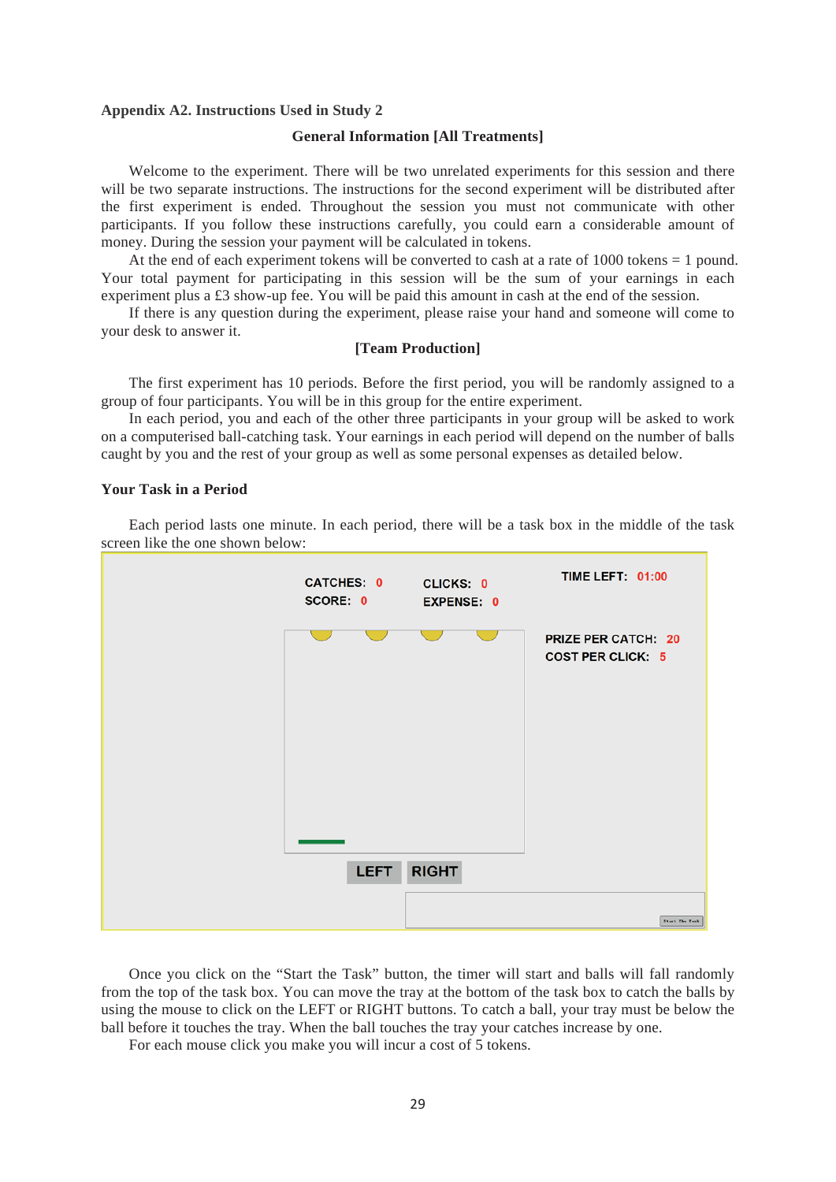**Appendix A2. Instructions Used in Study 2**

**General Information [All Treatments]**

Welcome to the experiment. There will be two unrelated experiments for this session and there will be two separate instructions. The instructions for the second experiment will be distributed after the first experiment is ended. Throughout the session you must not communicate with other participants. If you follow these instructions carefully, you could earn a considerable amount of money. During the session your payment will be calculated in tokens.

At the end of each experiment tokens will be converted to cash at a rate of 1000 tokens = 1 pound. Your total payment for participating in this session will be the sum of your earnings in each experiment plus a £3 show-up fee. You will be paid this amount in cash at the end of the session.

If there is any question during the experiment, please raise your hand and someone will come to your desk to answer it.

**[Team Production]**

The first experiment has 10 periods. Before the first period, you will be randomly assigned to a group of four participants. You will be in this group for the entire experiment.

In each period, you and each of the other three participants in your group will be asked to work on a computerised ball-catching task. Your earnings in each period will depend on the number of balls caught by you and the rest of your group as well as some personal expenses as detailed below.

**Your Task in a Period**

Each period lasts one minute. In each period, there will be a task box in the middle of the task screen like the one shown below:

CATCHES: 0 CLICKS: 0 TIME LEFT: 01:00
SCORE: 0 EXPENSE: 0

PRIZE PER CATCH: 20
COST PER CLICK: 5

LEFT RIGHT

Start The Task

Once you click on the "Start the Task" button, the timer will start and balls will fall randomly from the top of the task box. You can move the tray at the bottom of the task box to catch the balls by using the mouse to click on the LEFT or RIGHT buttons. To catch a ball, your tray must be below the ball before it touches the tray. When the ball touches the tray your catches increase by one.

For each mouse click you make you will incur a cost of 5 tokens.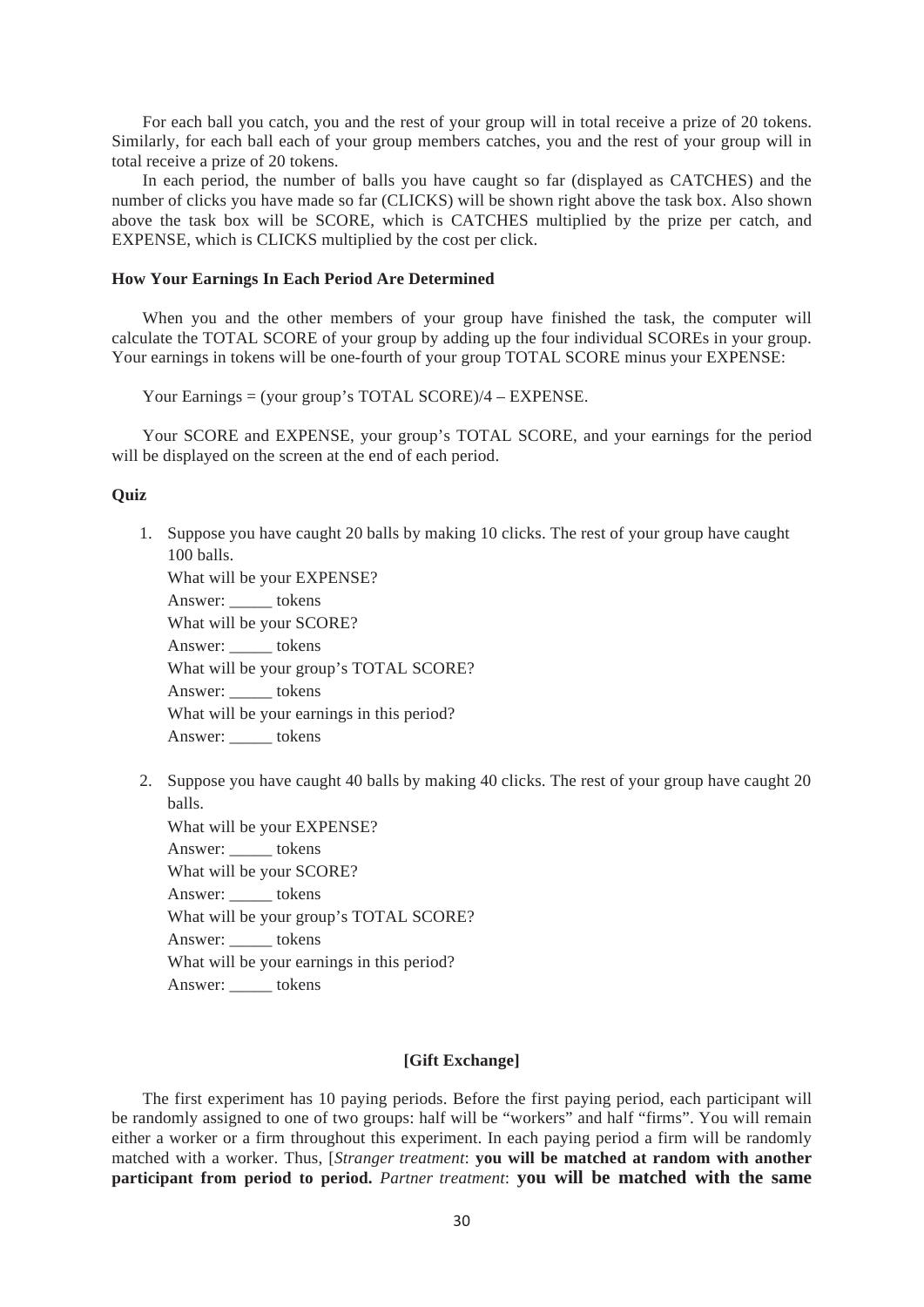For each ball you catch, you and the rest of your group will in total receive a prize of 20 tokens. Similarly, for each ball each of your group members catches, you and the rest of your group will in total receive a prize of 20 tokens.

In each period, the number of balls you have caught so far (displayed as CATCHES) and the number of clicks you have made so far (CLICKS) will be shown right above the task box. Also shown above the task box will be SCORE, which is CATCHES multiplied by the prize per catch, and EXPENSE, which is CLICKS multiplied by the cost per click.

**How Your Earnings In Each Period Are Determined**

When you and the other members of your group have finished the task, the computer will calculate the TOTAL SCORE of your group by adding up the four individual SCOREs in your group. Your earnings in tokens will be one-fourth of your group TOTAL SCORE minus your EXPENSE:

Your Earnings = (your group's TOTAL SCORE)/4 – EXPENSE.

Your SCORE and EXPENSE, your group's TOTAL SCORE, and your earnings for the period will be displayed on the screen at the end of each period.

**Quiz**

1. Suppose you have caught 20 balls by making 10 clicks. The rest of your group have caught 100 balls.
   What will be your EXPENSE?
   Answer: _____ tokens
   What will be your SCORE?
   Answer: _____ tokens
   What will be your group's TOTAL SCORE?
   Answer: _____ tokens
   What will be your earnings in this period?
   Answer: _____ tokens

2. Suppose you have caught 40 balls by making 40 clicks. The rest of your group have caught 20 balls.
   What will be your EXPENSE?
   Answer: _____ tokens
   What will be your SCORE?
   Answer: _____ tokens
   What will be your group's TOTAL SCORE?
   Answer: _____ tokens
   What will be your earnings in this period?
   Answer: _____ tokens

**[Gift Exchange]**

The first experiment has 10 paying periods. Before the first paying period, each participant will be randomly assigned to one of two groups: half will be "workers" and half "firms". You will remain either a worker or a firm throughout this experiment. In each paying period a firm will be randomly matched with a worker. Thus, [*Stranger treatment*: **you will be matched at random with another participant from period to period.** *Partner treatment*: **you will be matched with the same**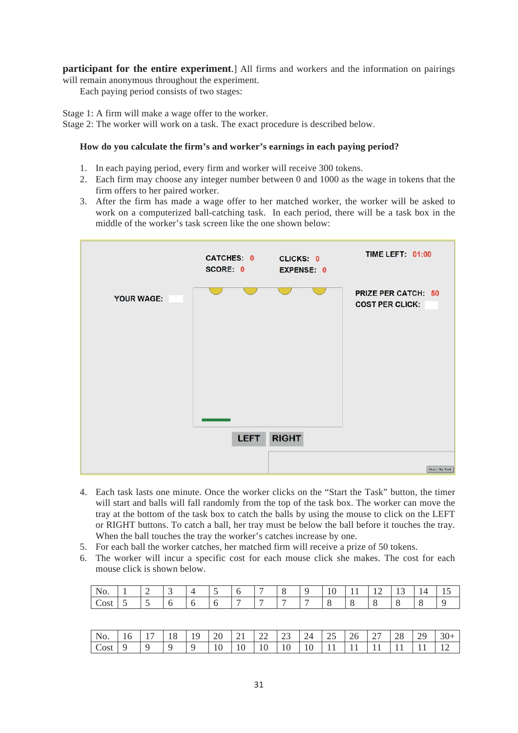**participant for the entire experiment**.] All firms and workers and the information on pairings will remain anonymous throughout the experiment.

Each paying period consists of two stages:

Stage 1: A firm will make a wage offer to the worker.
Stage 2: The worker will work on a task. The exact procedure is described below.

**How do you calculate the firm's and worker's earnings in each paying period?**

1. In each paying period, every firm and worker will receive 300 tokens.
2. Each firm may choose any integer number between 0 and 1000 as the wage in tokens that the firm offers to her paired worker.
3. After the firm has made a wage offer to her matched worker, the worker will be asked to work on a computerized ball-catching task. In each period, there will be a task box in the middle of the worker's task screen like the one shown below:

4. Each task lasts one minute. Once the worker clicks on the "Start the Task" button, the timer will start and balls will fall randomly from the top of the task box. The worker can move the tray at the bottom of the task box to catch the balls by using the mouse to click on the LEFT or RIGHT buttons. To catch a ball, her tray must be below the ball before it touches the tray. When the ball touches the tray the worker's catches increase by one.
5. For each ball the worker catches, her matched firm will receive a prize of 50 tokens.
6. The worker will incur a specific cost for each mouse click she makes. The cost for each mouse click is shown below.

| No. | 1 | 2 | 3 | 4 | 5 | 6 | 7 | 8 | 9 | 10 | 11 | 12 | 13 | 14 | 15 |
|---|---|---|---|---|---|---|---|---|---|---|---|---|---|---|---|
| Cost | 5 | 5 | 6 | 6 | 6 | 7 | 7 | 7 | 7 | 8 | 8 | 8 | 8 | 8 | 9 |

| No. | 16 | 17 | 18 | 19 | 20 | 21 | 22 | 23 | 24 | 25 | 26 | 27 | 28 | 29 | 30+ |
|---|---|---|---|---|---|---|---|---|---|---|---|---|---|---|---|
| Cost | 9 | 9 | 9 | 9 | 10 | 10 | 10 | 10 | 10 | 11 | 11 | 11 | 11 | 11 | 12 |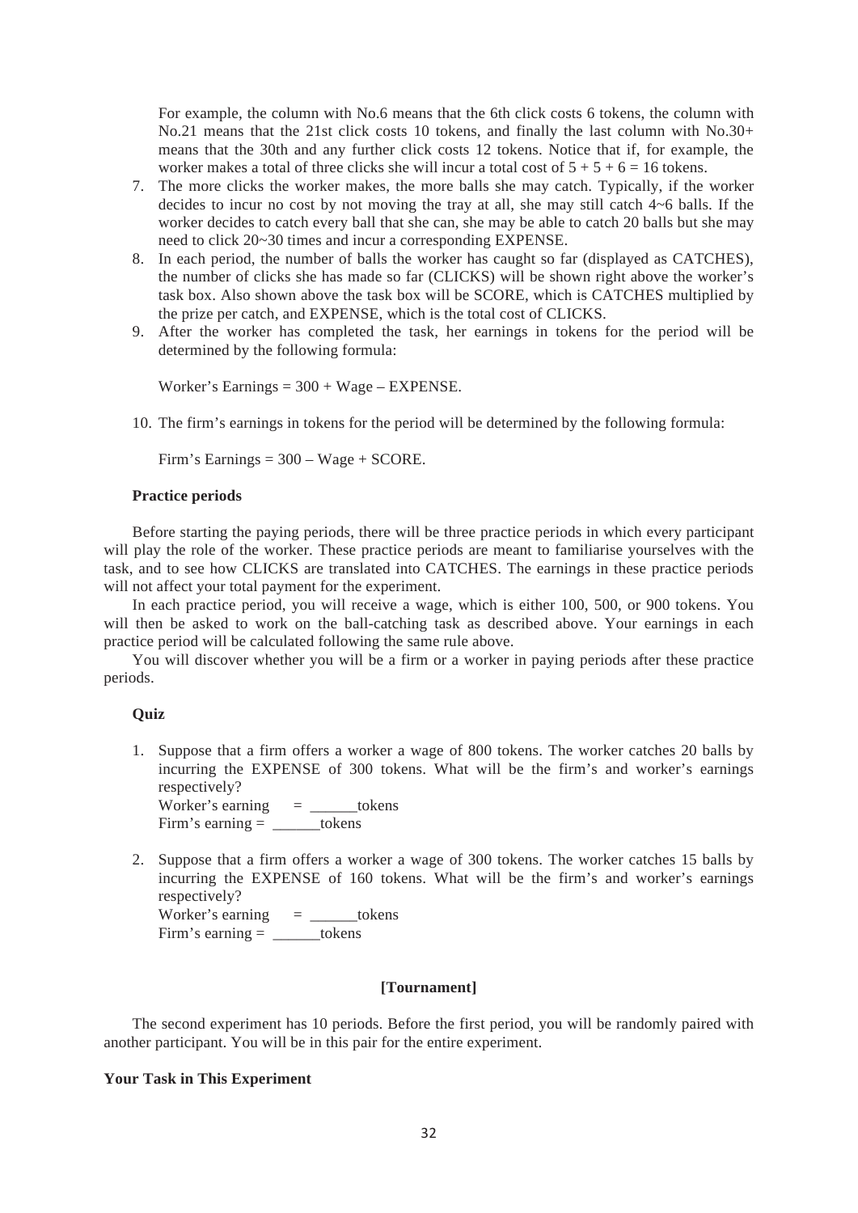For example, the column with No.6 means that the 6th click costs 6 tokens, the column with No.21 means that the 21st click costs 10 tokens, and finally the last column with No.30+ means that the 30th and any further click costs 12 tokens. Notice that if, for example, the worker makes a total of three clicks she will incur a total cost of $5 + 5 + 6 = 16$ tokens.

7. The more clicks the worker makes, the more balls she may catch. Typically, if the worker decides to incur no cost by not moving the tray at all, she may still catch 4~6 balls. If the worker decides to catch every ball that she can, she may be able to catch 20 balls but she may need to click 20~30 times and incur a corresponding EXPENSE.
8. In each period, the number of balls the worker has caught so far (displayed as CATCHES), the number of clicks she has made so far (CLICKS) will be shown right above the worker's task box. Also shown above the task box will be SCORE, which is CATCHES multiplied by the prize per catch, and EXPENSE, which is the total cost of CLICKS.
9. After the worker has completed the task, her earnings in tokens for the period will be determined by the following formula:

   Worker's Earnings = 300 + Wage – EXPENSE.

10. The firm's earnings in tokens for the period will be determined by the following formula:

    Firm's Earnings = 300 – Wage + SCORE.

**Practice periods**

Before starting the paying periods, there will be three practice periods in which every participant will play the role of the worker. These practice periods are meant to familiarise yourselves with the task, and to see how CLICKS are translated into CATCHES. The earnings in these practice periods will not affect your total payment for the experiment.

In each practice period, you will receive a wage, which is either 100, 500, or 900 tokens. You will then be asked to work on the ball-catching task as described above. Your earnings in each practice period will be calculated following the same rule above.

You will discover whether you will be a firm or a worker in paying periods after these practice periods.

**Quiz**

1. Suppose that a firm offers a worker a wage of 800 tokens. The worker catches 20 balls by incurring the EXPENSE of 300 tokens. What will be the firm's and worker's earnings respectively?
   Worker's earning = ______tokens
   Firm's earning = ______tokens

2. Suppose that a firm offers a worker a wage of 300 tokens. The worker catches 15 balls by incurring the EXPENSE of 160 tokens. What will be the firm's and worker's earnings respectively?
   Worker's earning = ______tokens
   Firm's earning = ______tokens

**[Tournament]**

The second experiment has 10 periods. Before the first period, you will be randomly paired with another participant. You will be in this pair for the entire experiment.

**Your Task in This Experiment**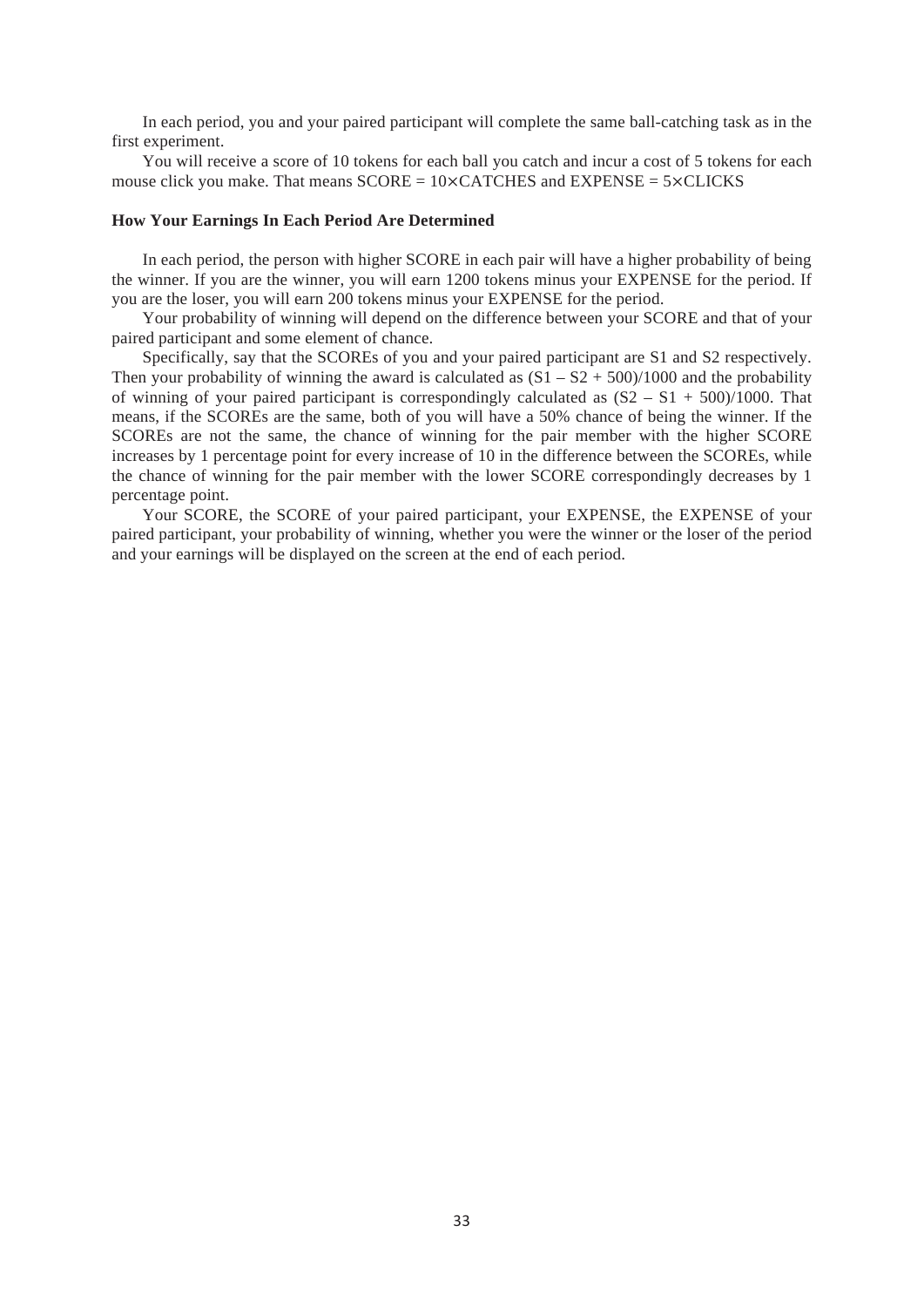In each period, you and your paired participant will complete the same ball-catching task as in the first experiment.

You will receive a score of 10 tokens for each ball you catch and incur a cost of 5 tokens for each mouse click you make. That means SCORE = 10×CATCHES and EXPENSE = 5×CLICKS

**How Your Earnings In Each Period Are Determined**

In each period, the person with higher SCORE in each pair will have a higher probability of being the winner. If you are the winner, you will earn 1200 tokens minus your EXPENSE for the period. If you are the loser, you will earn 200 tokens minus your EXPENSE for the period.

Your probability of winning will depend on the difference between your SCORE and that of your paired participant and some element of chance.

Specifically, say that the SCOREs of you and your paired participant are S1 and S2 respectively. Then your probability of winning the award is calculated as $(S1 – S2 + 500)/1000$ and the probability of winning of your paired participant is correspondingly calculated as $(S2 – S1 + 500)/1000$. That means, if the SCOREs are the same, both of you will have a 50% chance of being the winner. If the SCOREs are not the same, the chance of winning for the pair member with the higher SCORE increases by 1 percentage point for every increase of 10 in the difference between the SCOREs, while the chance of winning for the pair member with the lower SCORE correspondingly decreases by 1 percentage point.

Your SCORE, the SCORE of your paired participant, your EXPENSE, the EXPENSE of your paired participant, your probability of winning, whether you were the winner or the loser of the period and your earnings will be displayed on the screen at the end of each period.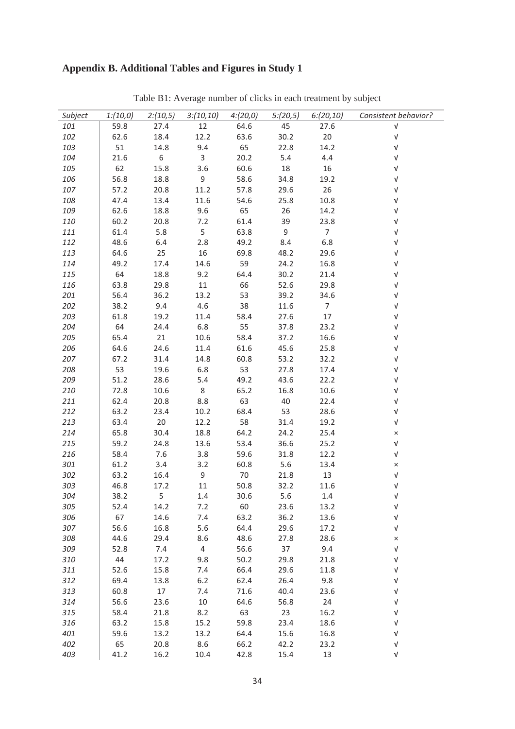## Appendix B. Additional Tables and Figures in Study 1

Table B1: Average number of clicks in each treatment by subject

| *Subject* | *1:(10,0)* | *2:(10,5)* | *3:(10,10)* | *4:(20,0)* | *5:(20,5)* | *6:(20,10)* | *Consistent behavior?* |
|---|---|---|---|---|---|---|---|
| *101* | 59.8 | 27.4 | 12 | 64.6 | 45 | 27.6 | √ |
| *102* | 62.6 | 18.4 | 12.2 | 63.6 | 30.2 | 20 | √ |
| *103* | 51 | 14.8 | 9.4 | 65 | 22.8 | 14.2 | √ |
| *104* | 21.6 | 6 | 3 | 20.2 | 5.4 | 4.4 | √ |
| *105* | 62 | 15.8 | 3.6 | 60.6 | 18 | 16 | √ |
| *106* | 56.8 | 18.8 | 9 | 58.6 | 34.8 | 19.2 | √ |
| *107* | 57.2 | 20.8 | 11.2 | 57.8 | 29.6 | 26 | √ |
| *108* | 47.4 | 13.4 | 11.6 | 54.6 | 25.8 | 10.8 | √ |
| *109* | 62.6 | 18.8 | 9.6 | 65 | 26 | 14.2 | √ |
| *110* | 60.2 | 20.8 | 7.2 | 61.4 | 39 | 23.8 | √ |
| *111* | 61.4 | 5.8 | 5 | 63.8 | 9 | 7 | √ |
| *112* | 48.6 | 6.4 | 2.8 | 49.2 | 8.4 | 6.8 | √ |
| *113* | 64.6 | 25 | 16 | 69.8 | 48.2 | 29.6 | √ |
| *114* | 49.2 | 17.4 | 14.6 | 59 | 24.2 | 16.8 | √ |
| *115* | 64 | 18.8 | 9.2 | 64.4 | 30.2 | 21.4 | √ |
| *116* | 63.8 | 29.8 | 11 | 66 | 52.6 | 29.8 | √ |
| *201* | 56.4 | 36.2 | 13.2 | 53 | 39.2 | 34.6 | √ |
| *202* | 38.2 | 9.4 | 4.6 | 38 | 11.6 | 7 | √ |
| *203* | 61.8 | 19.2 | 11.4 | 58.4 | 27.6 | 17 | √ |
| *204* | 64 | 24.4 | 6.8 | 55 | 37.8 | 23.2 | √ |
| *205* | 65.4 | 21 | 10.6 | 58.4 | 37.2 | 16.6 | √ |
| *206* | 64.6 | 24.6 | 11.4 | 61.6 | 45.6 | 25.8 | √ |
| *207* | 67.2 | 31.4 | 14.8 | 60.8 | 53.2 | 32.2 | √ |
| *208* | 53 | 19.6 | 6.8 | 53 | 27.8 | 17.4 | √ |
| *209* | 51.2 | 28.6 | 5.4 | 49.2 | 43.6 | 22.2 | √ |
| *210* | 72.8 | 10.6 | 8 | 65.2 | 16.8 | 10.6 | √ |
| *211* | 62.4 | 20.8 | 8.8 | 63 | 40 | 22.4 | √ |
| *212* | 63.2 | 23.4 | 10.2 | 68.4 | 53 | 28.6 | √ |
| *213* | 63.4 | 20 | 12.2 | 58 | 31.4 | 19.2 | √ |
| *214* | 65.8 | 30.4 | 18.8 | 64.2 | 24.2 | 25.4 | × |
| *215* | 59.2 | 24.8 | 13.6 | 53.4 | 36.6 | 25.2 | √ |
| *216* | 58.4 | 7.6 | 3.8 | 59.6 | 31.8 | 12.2 | √ |
| *301* | 61.2 | 3.4 | 3.2 | 60.8 | 5.6 | 13.4 | × |
| *302* | 63.2 | 16.4 | 9 | 70 | 21.8 | 13 | √ |
| *303* | 46.8 | 17.2 | 11 | 50.8 | 32.2 | 11.6 | √ |
| *304* | 38.2 | 5 | 1.4 | 30.6 | 5.6 | 1.4 | √ |
| *305* | 52.4 | 14.2 | 7.2 | 60 | 23.6 | 13.2 | √ |
| *306* | 67 | 14.6 | 7.4 | 63.2 | 36.2 | 13.6 | √ |
| *307* | 56.6 | 16.8 | 5.6 | 64.4 | 29.6 | 17.2 | √ |
| *308* | 44.6 | 29.4 | 8.6 | 48.6 | 27.8 | 28.6 | × |
| *309* | 52.8 | 7.4 | 4 | 56.6 | 37 | 9.4 | √ |
| *310* | 44 | 17.2 | 9.8 | 50.2 | 29.8 | 21.8 | √ |
| *311* | 52.6 | 15.8 | 7.4 | 66.4 | 29.6 | 11.8 | √ |
| *312* | 69.4 | 13.8 | 6.2 | 62.4 | 26.4 | 9.8 | √ |
| *313* | 60.8 | 17 | 7.4 | 71.6 | 40.4 | 23.6 | √ |
| *314* | 56.6 | 23.6 | 10 | 64.6 | 56.8 | 24 | √ |
| *315* | 58.4 | 21.8 | 8.2 | 63 | 23 | 16.2 | √ |
| *316* | 63.2 | 15.8 | 15.2 | 59.8 | 23.4 | 18.6 | √ |
| *401* | 59.6 | 13.2 | 13.2 | 64.4 | 15.6 | 16.8 | √ |
| *402* | 65 | 20.8 | 8.6 | 66.2 | 42.2 | 23.2 | √ |
| *403* | 41.2 | 16.2 | 10.4 | 42.8 | 15.4 | 13 | √ |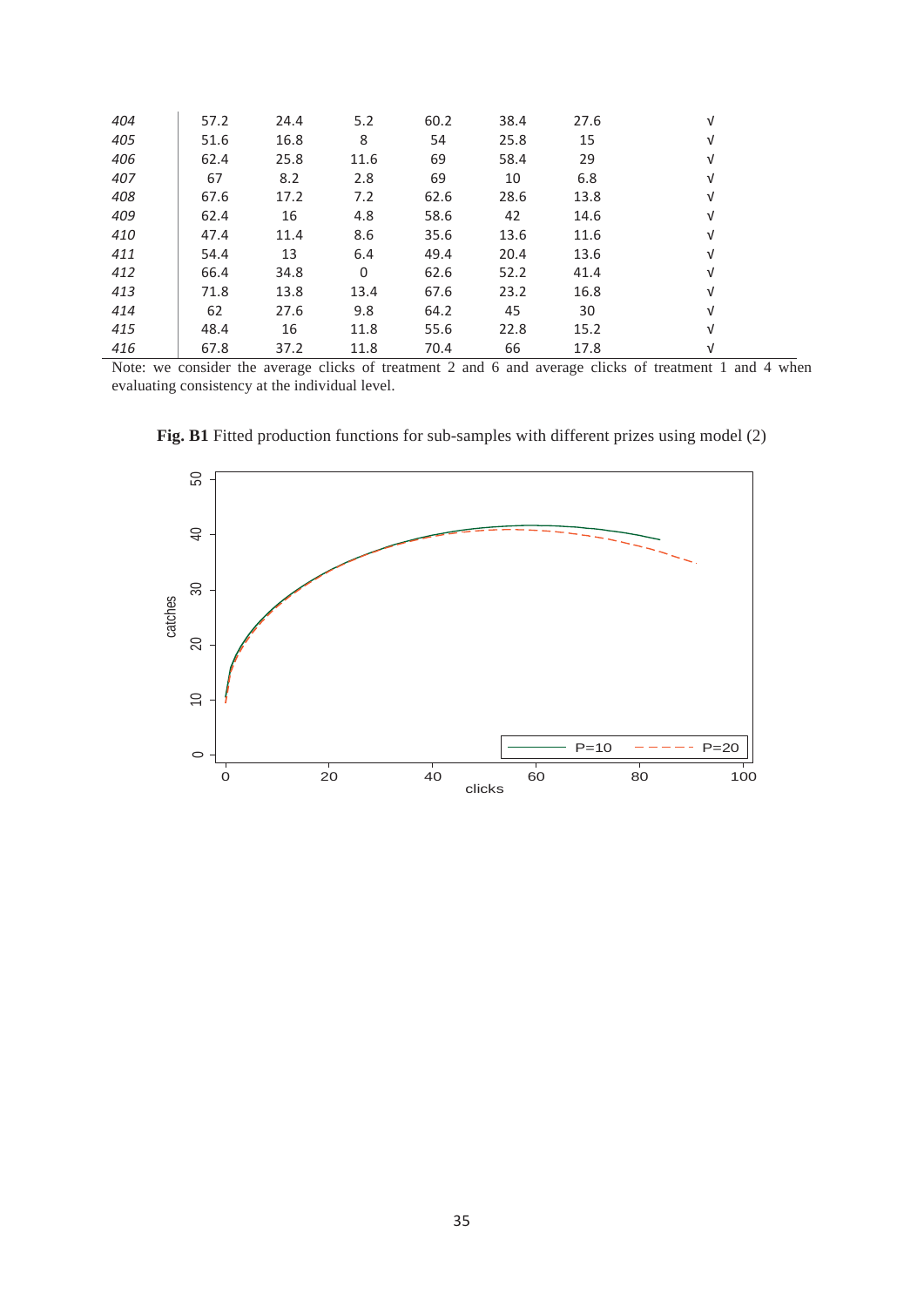| | | | | | | | |
|---|---|---|---|---|---|---|---|
| *404* | 57.2 | 24.4 | 5.2 | 60.2 | 38.4 | 27.6 | √ |
| *405* | 51.6 | 16.8 | 8 | 54 | 25.8 | 15 | √ |
| *406* | 62.4 | 25.8 | 11.6 | 69 | 58.4 | 29 | √ |
| *407* | 67 | 8.2 | 2.8 | 69 | 10 | 6.8 | √ |
| *408* | 67.6 | 17.2 | 7.2 | 62.6 | 28.6 | 13.8 | √ |
| *409* | 62.4 | 16 | 4.8 | 58.6 | 42 | 14.6 | √ |
| *410* | 47.4 | 11.4 | 8.6 | 35.6 | 13.6 | 11.6 | √ |
| *411* | 54.4 | 13 | 6.4 | 49.4 | 20.4 | 13.6 | √ |
| *412* | 66.4 | 34.8 | 0 | 62.6 | 52.2 | 41.4 | √ |
| *413* | 71.8 | 13.8 | 13.4 | 67.6 | 23.2 | 16.8 | √ |
| *414* | 62 | 27.6 | 9.8 | 64.2 | 45 | 30 | √ |
| *415* | 48.4 | 16 | 11.8 | 55.6 | 22.8 | 15.2 | √ |
| *416* | 67.8 | 37.2 | 11.8 | 70.4 | 66 | 17.8 | √ |

Note: we consider the average clicks of treatment 2 and 6 and average clicks of treatment 1 and 4 when evaluating consistency at the individual level.

**Fig. B1** Fitted production functions for sub-samples with different prizes using model (2)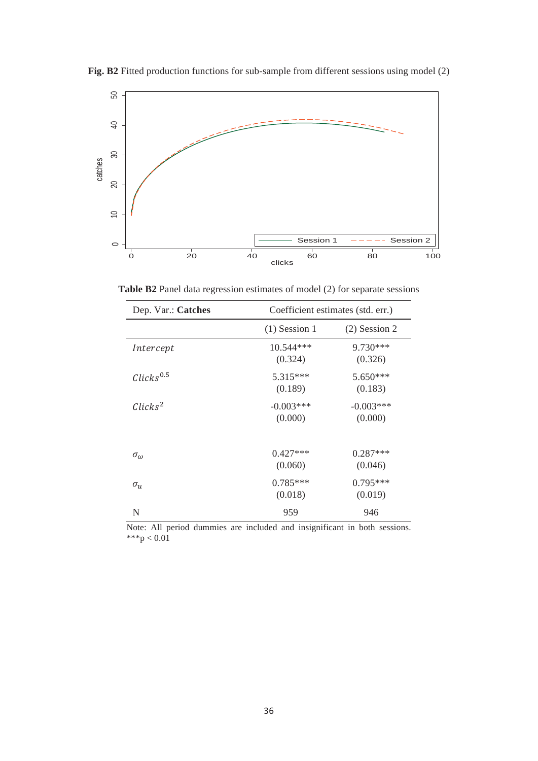**Fig. B2** Fitted production functions for sub-sample from different sessions using model (2)

**Table B2** Panel data regression estimates of model (2) for separate sessions

| Dep. Var.: **Catches** | Coefficient estimates (std. err.) | |
|---|---|---|
| | (1) Session 1 | (2) Session 2 |
| *Intercept* | 10.544*** (0.324) | 9.730*** (0.326) |
| $Clicks^{0.5}$ | 5.315*** (0.189) | 5.650*** (0.183) |
| $Clicks^{2}$ | -0.003*** (0.000) | -0.003*** (0.000) |
| $\sigma_{\omega}$ | 0.427*** (0.060) | 0.287*** (0.046) |
| $\sigma_{u}$ | 0.785*** (0.018) | 0.795*** (0.019) |
| N | 959 | 946 |

Note: All period dummies are included and insignificant in both sessions. ***p < 0.01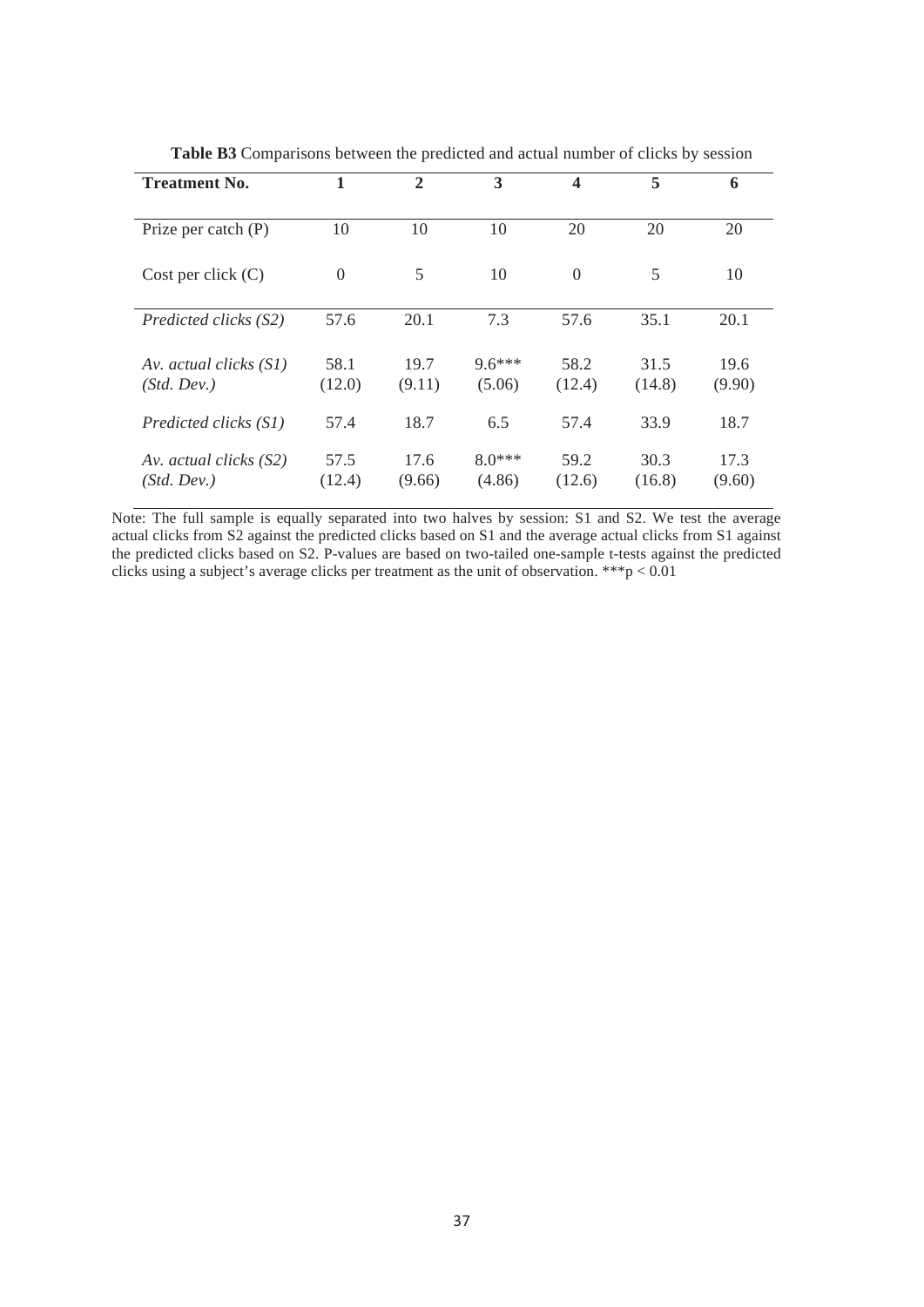**Table B3** Comparisons between the predicted and actual number of clicks by session

| **Treatment No.** | **1** | **2** | **3** | **4** | **5** | **6** |
|---|---|---|---|---|---|---|
| Prize per catch (P) | 10 | 10 | 10 | 20 | 20 | 20 |
| Cost per click (C) | 0 | 5 | 10 | 0 | 5 | 10 |
| *Predicted clicks (S2)* | 57.6 | 20.1 | 7.3 | 57.6 | 35.1 | 20.1 |
| *Av. actual clicks (S1)* | 58.1 | 19.7 | 9.6*** | 58.2 | 31.5 | 19.6 |
| *(Std. Dev.)* | (12.0) | (9.11) | (5.06) | (12.4) | (14.8) | (9.90) |
| *Predicted clicks (S1)* | 57.4 | 18.7 | 6.5 | 57.4 | 33.9 | 18.7 |
| *Av. actual clicks (S2)* | 57.5 | 17.6 | 8.0*** | 59.2 | 30.3 | 17.3 |
| *(Std. Dev.)* | (12.4) | (9.66) | (4.86) | (12.6) | (16.8) | (9.60) |

Note: The full sample is equally separated into two halves by session: S1 and S2. We test the average actual clicks from S2 against the predicted clicks based on S1 and the average actual clicks from S1 against the predicted clicks based on S2. P-values are based on two-tailed one-sample t-tests against the predicted clicks using a subject's average clicks per treatment as the unit of observation. ***$p < 0.01$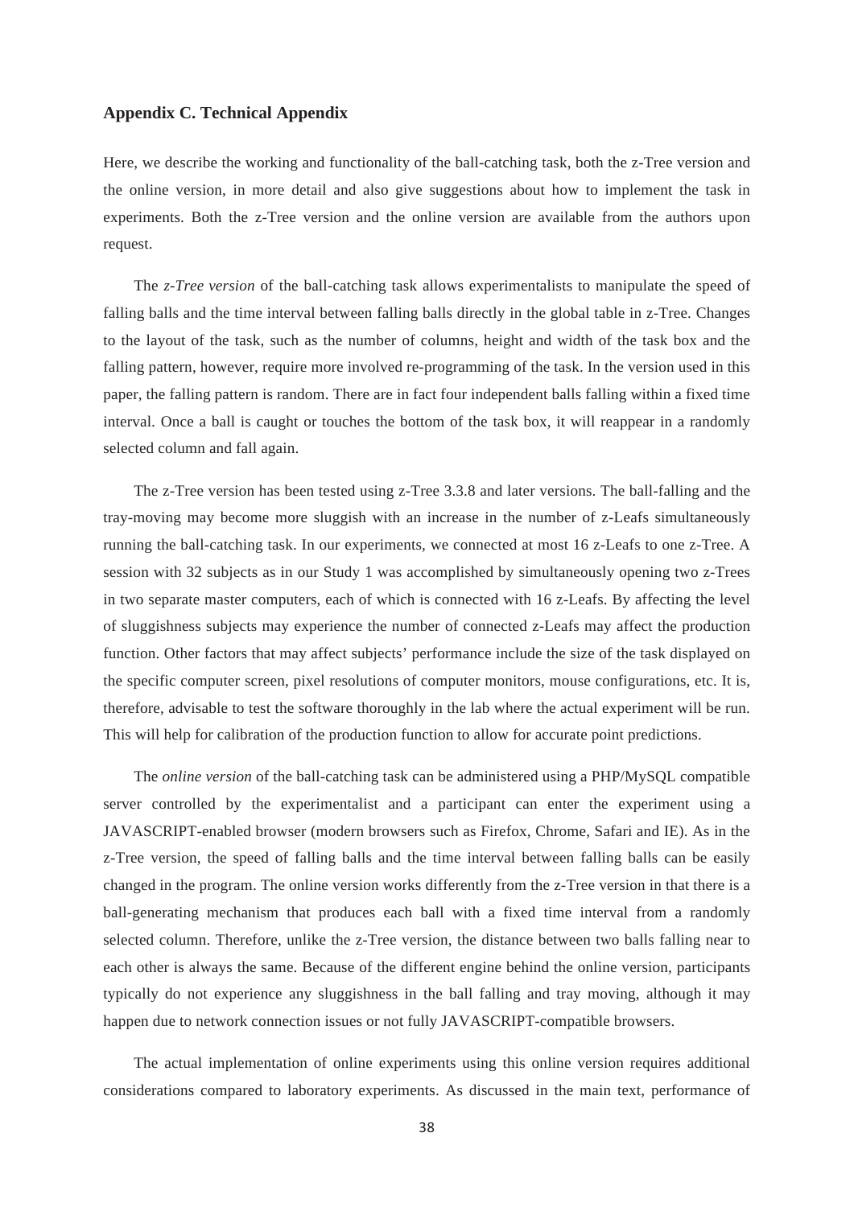### Appendix C. Technical Appendix

Here, we describe the working and functionality of the ball-catching task, both the z-Tree version and the online version, in more detail and also give suggestions about how to implement the task in experiments. Both the z-Tree version and the online version are available from the authors upon request.

The *z-Tree version* of the ball-catching task allows experimentalists to manipulate the speed of falling balls and the time interval between falling balls directly in the global table in z-Tree. Changes to the layout of the task, such as the number of columns, height and width of the task box and the falling pattern, however, require more involved re-programming of the task. In the version used in this paper, the falling pattern is random. There are in fact four independent balls falling within a fixed time interval. Once a ball is caught or touches the bottom of the task box, it will reappear in a randomly selected column and fall again.

The z-Tree version has been tested using z-Tree 3.3.8 and later versions. The ball-falling and the tray-moving may become more sluggish with an increase in the number of z-Leafs simultaneously running the ball-catching task. In our experiments, we connected at most 16 z-Leafs to one z-Tree. A session with 32 subjects as in our Study 1 was accomplished by simultaneously opening two z-Trees in two separate master computers, each of which is connected with 16 z-Leafs. By affecting the level of sluggishness subjects may experience the number of connected z-Leafs may affect the production function. Other factors that may affect subjects' performance include the size of the task displayed on the specific computer screen, pixel resolutions of computer monitors, mouse configurations, etc. It is, therefore, advisable to test the software thoroughly in the lab where the actual experiment will be run. This will help for calibration of the production function to allow for accurate point predictions.

The *online version* of the ball-catching task can be administered using a PHP/MySQL compatible server controlled by the experimentalist and a participant can enter the experiment using a JAVASCRIPT-enabled browser (modern browsers such as Firefox, Chrome, Safari and IE). As in the z-Tree version, the speed of falling balls and the time interval between falling balls can be easily changed in the program. The online version works differently from the z-Tree version in that there is a ball-generating mechanism that produces each ball with a fixed time interval from a randomly selected column. Therefore, unlike the z-Tree version, the distance between two balls falling near to each other is always the same. Because of the different engine behind the online version, participants typically do not experience any sluggishness in the ball falling and tray moving, although it may happen due to network connection issues or not fully JAVASCRIPT-compatible browsers.

The actual implementation of online experiments using this online version requires additional considerations compared to laboratory experiments. As discussed in the main text, performance of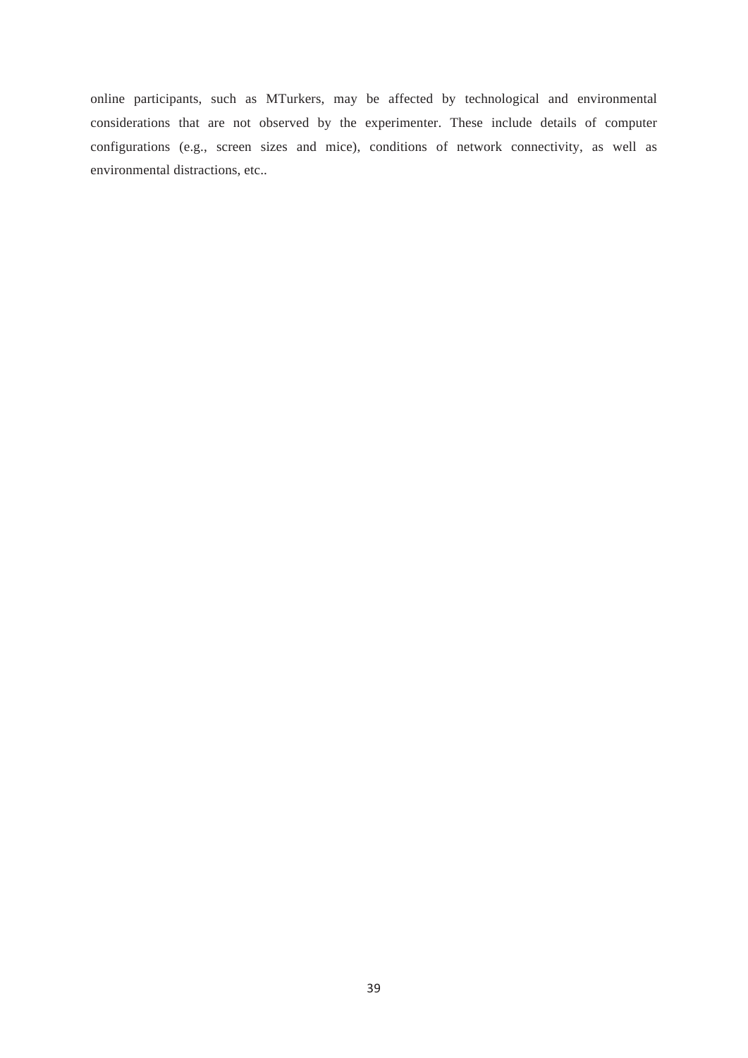online participants, such as MTurkers, may be affected by technological and environmental considerations that are not observed by the experimenter. These include details of computer configurations (e.g., screen sizes and mice), conditions of network connectivity, as well as environmental distractions, etc..